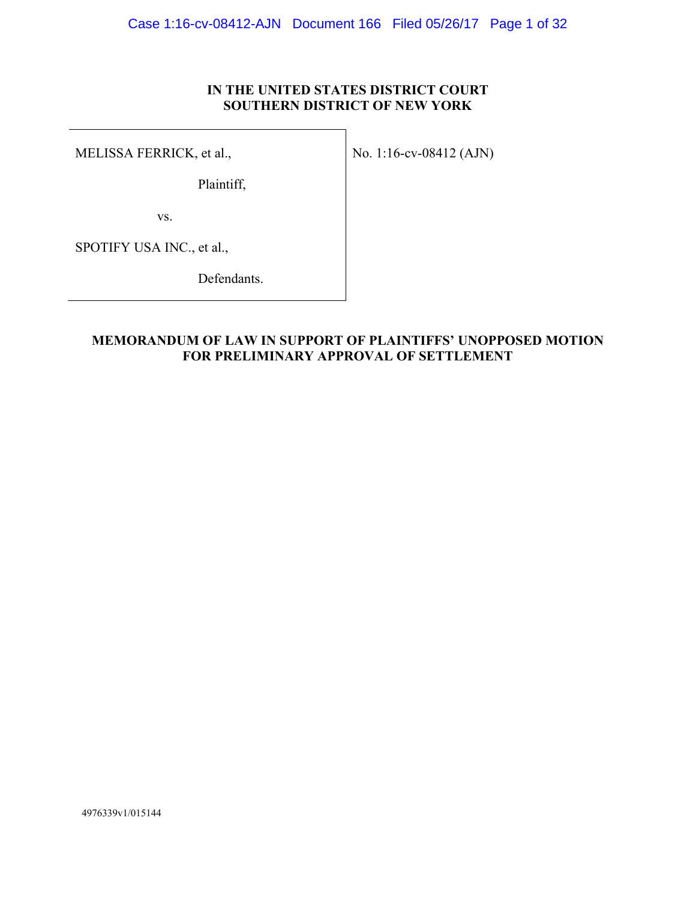**IN THE UNITED STATES DISTRICT COURT**
**SOUTHERN DISTRICT OF NEW YORK**

| | |
|---|---|
| MELISSA FERRICK, et al., Plaintiff, vs. SPOTIFY USA INC., et al., Defendants. | No. 1:16-cv-08412 (AJN) |

**MEMORANDUM OF LAW IN SUPPORT OF PLAINTIFFS' UNOPPOSED MOTION FOR PRELIMINARY APPROVAL OF SETTLEMENT**

4976339v1/015144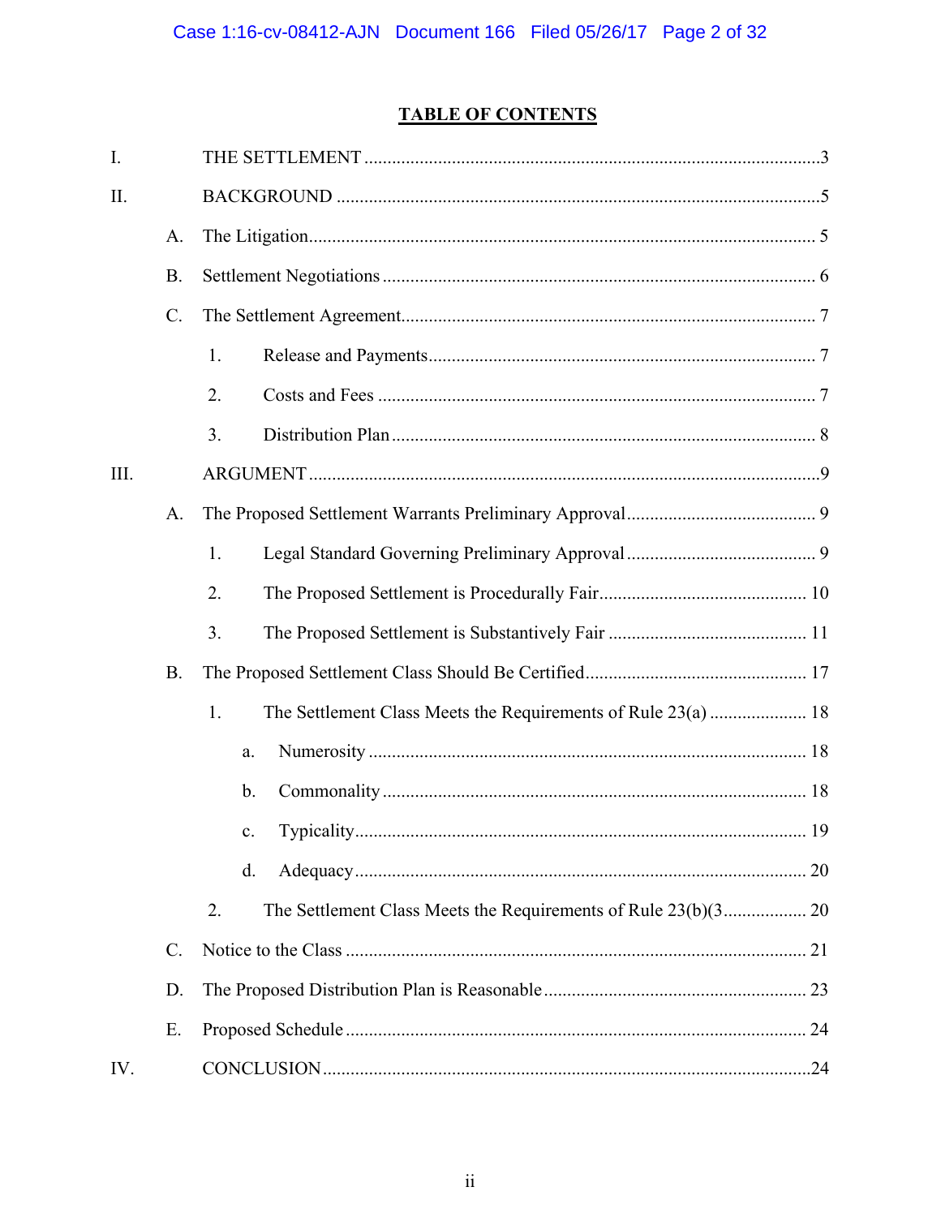# TABLE OF CONTENTS

I. THE SETTLEMENT ....................................................................................................3

II. BACKGROUND ........................................................................................................5

A. The Litigation ............................................................................................................ 5

B. Settlement Negotiations ............................................................................................. 6

C. The Settlement Agreement ......................................................................................... 7

1. Release and Payments ................................................................................... 7

2. Costs and Fees ............................................................................................. 7

3. Distribution Plan ........................................................................................... 8

III. ARGUMENT .............................................................................................................9

A. The Proposed Settlement Warrants Preliminary Approval ......................................... 9

1. Legal Standard Governing Preliminary Approval ......................................... 9

2. The Proposed Settlement is Procedurally Fair ............................................. 10

3. The Proposed Settlement is Substantively Fair ........................................... 11

B. The Proposed Settlement Class Should Be Certified ................................................ 17

1. The Settlement Class Meets the Requirements of Rule 23(a) ..................... 18

a. Numerosity ............................................................................... 18

b. Commonality ............................................................................ 18

c. Typicality ................................................................................. 19

d. Adequacy ................................................................................. 20

2. The Settlement Class Meets the Requirements of Rule 23(b)(3 .................. 20

C. Notice to the Class .................................................................................................... 21

D. The Proposed Distribution Plan is Reasonable ......................................................... 23

E. Proposed Schedule .................................................................................................... 24

IV. CONCLUSION .........................................................................................................24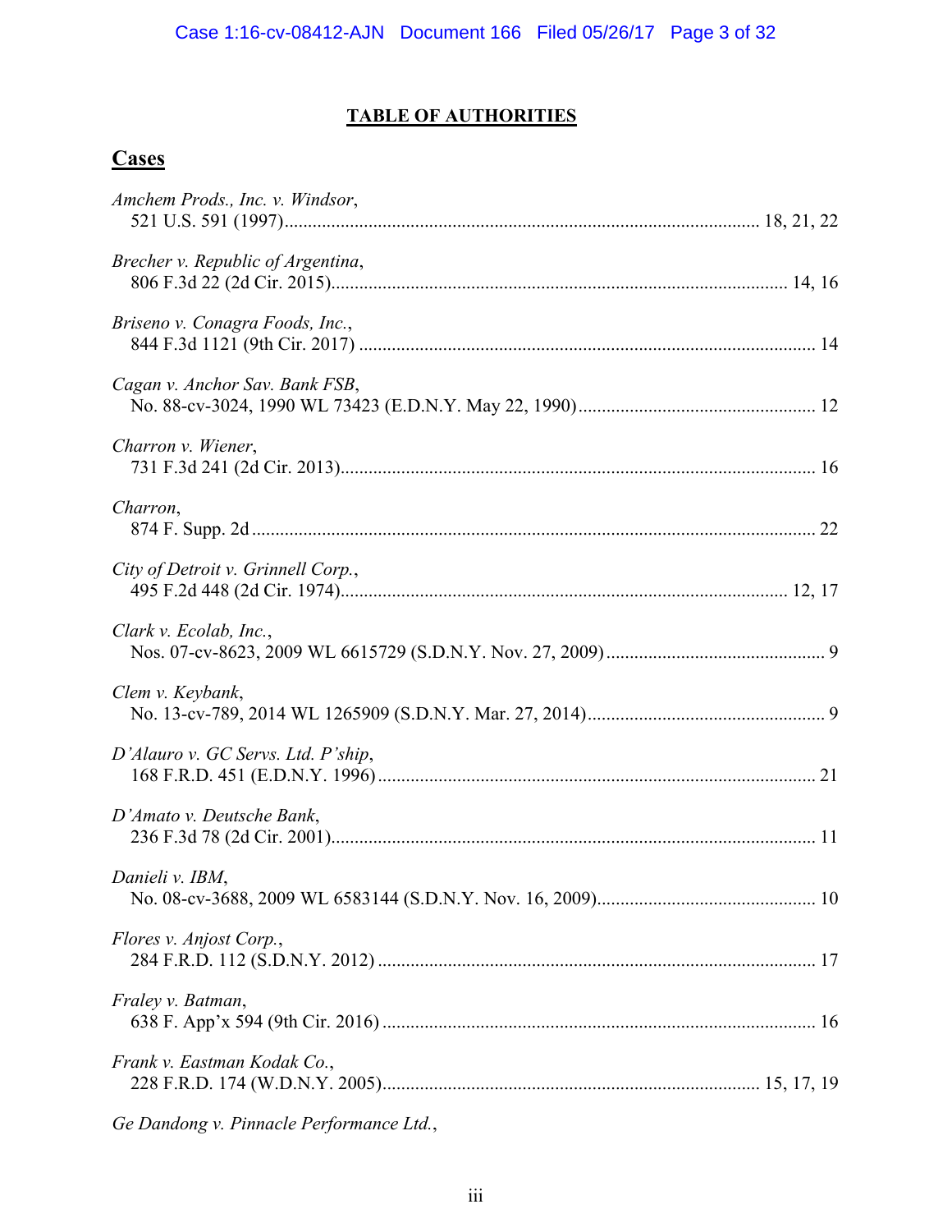## TABLE OF AUTHORITIES

### Cases

*Amchem Prods., Inc. v. Windsor*,
521 U.S. 591 (1997)........................................................................................................ 18, 21, 22

*Brecher v. Republic of Argentina*,
806 F.3d 22 (2d Cir. 2015)...................................................................................................... 14, 16

*Briseno v. Conagra Foods, Inc.*,
844 F.3d 1121 (9th Cir. 2017) ...................................................................................................... 14

*Cagan v. Anchor Sav. Bank FSB*,
No. 88-cv-3024, 1990 WL 73423 (E.D.N.Y. May 22, 1990)...................................................... 12

*Charron v. Wiener*,
731 F.3d 241 (2d Cir. 2013)............................................................................................................ 16

*Charron*,
874 F. Supp. 2d ............................................................................................................................. 22

*City of Detroit v. Grinnell Corp.*,
495 F.2d 448 (2d Cir. 1974)...................................................................................................... 12, 17

*Clark v. Ecolab, Inc.*,
Nos. 07-cv-8623, 2009 WL 6615729 (S.D.N.Y. Nov. 27, 2009) .................................................. 9

*Clem v. Keybank*,
No. 13-cv-789, 2014 WL 1265909 (S.D.N.Y. Mar. 27, 2014)...................................................... 9

*D'Alauro v. GC Servs. Ltd. P'ship*,
168 F.R.D. 451 (E.D.N.Y. 1996) .................................................................................................. 21

*D'Amato v. Deutsche Bank*,
236 F.3d 78 (2d Cir. 2001)............................................................................................................ 11

*Danieli v. IBM*,
No. 08-cv-3688, 2009 WL 6583144 (S.D.N.Y. Nov. 16, 2009).................................................. 10

*Flores v. Anjost Corp.*,
284 F.R.D. 112 (S.D.N.Y. 2012) .................................................................................................. 17

*Fraley v. Batman*,
638 F. App'x 594 (9th Cir. 2016) ................................................................................................. 16

*Frank v. Eastman Kodak Co.*,
228 F.R.D. 174 (W.D.N.Y. 2005)...................................................................................... 15, 17, 19

*Ge Dandong v. Pinnacle Performance Ltd.*,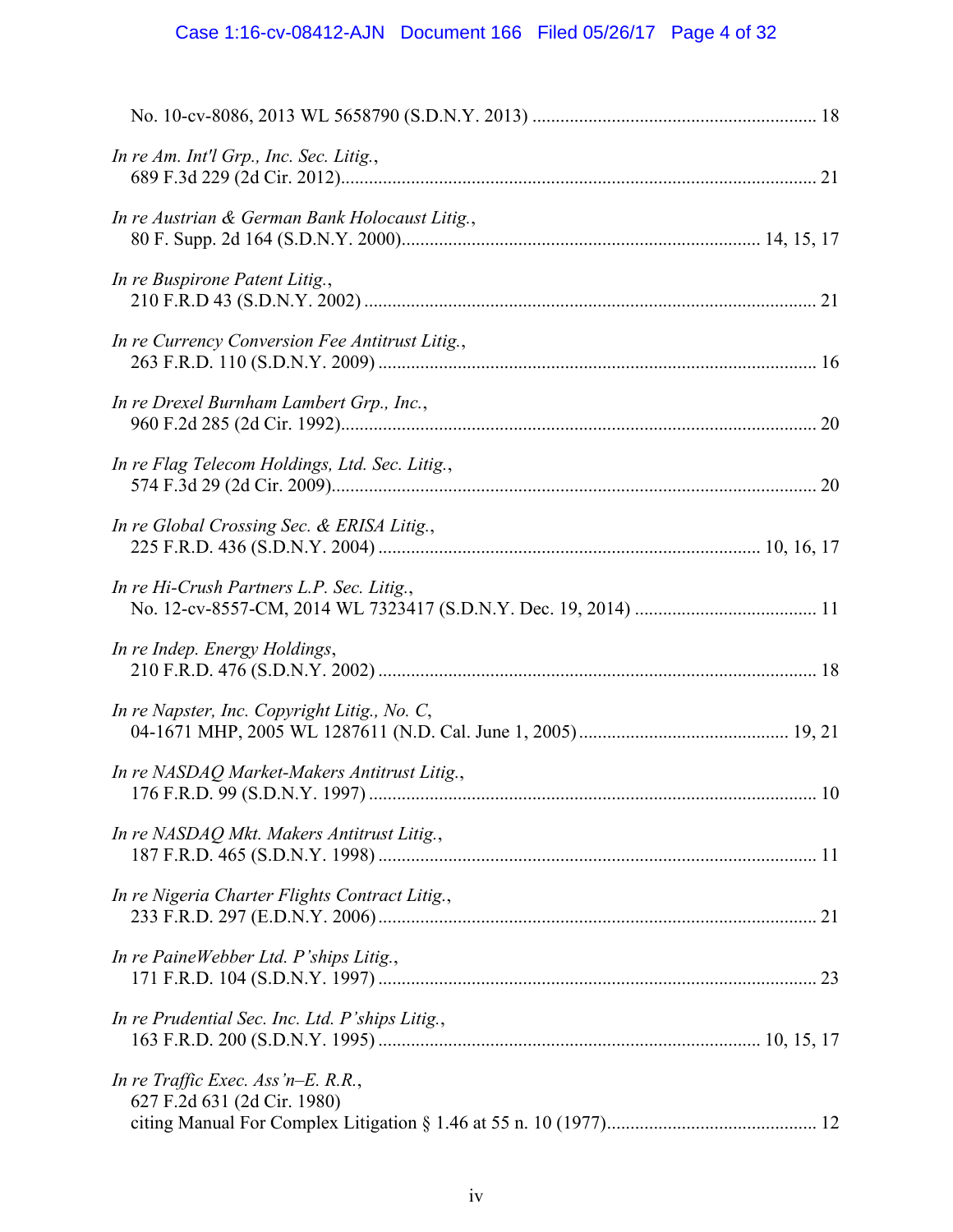No. 10-cv-8086, 2013 WL 5658790 (S.D.N.Y. 2013) ............................................................ 18

*In re Am. Int'l Grp., Inc. Sec. Litig.*,
689 F.3d 229 (2d Cir. 2012)..................................................................................................... 21

*In re Austrian & German Bank Holocaust Litig.*,
80 F. Supp. 2d 164 (S.D.N.Y. 2000)........................................................................... 14, 15, 17

*In re Buspirone Patent Litig.*,
210 F.R.D 43 (S.D.N.Y. 2002) ................................................................................................ 21

*In re Currency Conversion Fee Antitrust Litig.*,
263 F.R.D. 110 (S.D.N.Y. 2009) ............................................................................................. 16

*In re Drexel Burnham Lambert Grp., Inc.*,
960 F.2d 285 (2d Cir. 1992)..................................................................................................... 20

*In re Flag Telecom Holdings, Ltd. Sec. Litig.*,
574 F.3d 29 (2d Cir. 2009)....................................................................................................... 20

*In re Global Crossing Sec. & ERISA Litig.*,
225 F.R.D. 436 (S.D.N.Y. 2004) ................................................................................. 10, 16, 17

*In re Hi-Crush Partners L.P. Sec. Litig.*,
No. 12-cv-8557-CM, 2014 WL 7323417 (S.D.N.Y. Dec. 19, 2014) ....................................... 11

*In re Indep. Energy Holdings*,
210 F.R.D. 476 (S.D.N.Y. 2002) ............................................................................................. 18

*In re Napster, Inc. Copyright Litig., No. C*,
04-1671 MHP, 2005 WL 1287611 (N.D. Cal. June 1, 2005)............................................ 19, 21

*In re NASDAQ Market-Makers Antitrust Litig.*,
176 F.R.D. 99 (S.D.N.Y. 1997) ............................................................................................... 10

*In re NASDAQ Mkt. Makers Antitrust Litig.*,
187 F.R.D. 465 (S.D.N.Y. 1998) ............................................................................................. 11

*In re Nigeria Charter Flights Contract Litig.*,
233 F.R.D. 297 (E.D.N.Y. 2006)............................................................................................. 21

*In re PaineWebber Ltd. P'ships Litig.*,
171 F.R.D. 104 (S.D.N.Y. 1997) ............................................................................................. 23

*In re Prudential Sec. Inc. Ltd. P'ships Litig.*,
163 F.R.D. 200 (S.D.N.Y. 1995) ................................................................................. 10, 15, 17

*In re Traffic Exec. Ass'n–E. R.R.*,
627 F.2d 631 (2d Cir. 1980)
citing Manual For Complex Litigation § 1.46 at 55 n. 10 (1977)............................................ 12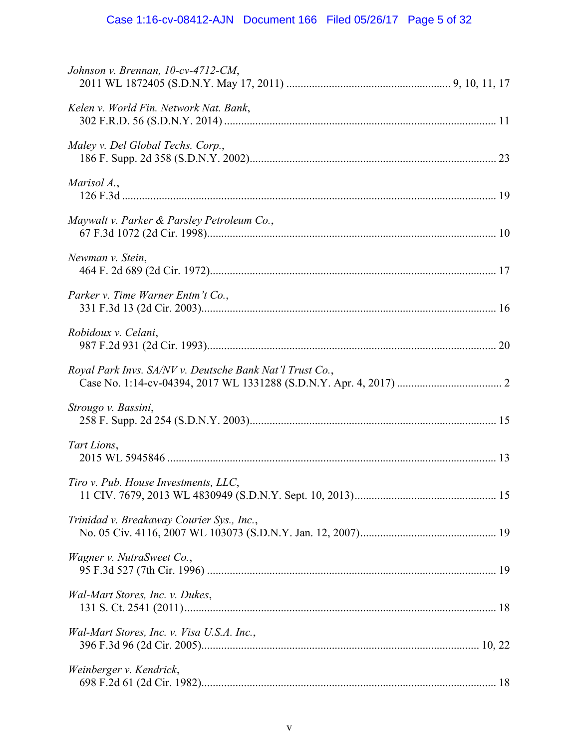*Johnson v. Brennan, 10-cv-4712-CM*,
2011 WL 1872405 (S.D.N.Y. May 17, 2011) ........................................................... 9, 10, 11, 17

*Kelen v. World Fin. Network Nat. Bank*,
302 F.R.D. 56 (S.D.N.Y. 2014) ............................................................................................... 11

*Maley v. Del Global Techs. Corp.*,
186 F. Supp. 2d 358 (S.D.N.Y. 2002)...................................................................................... 23

*Marisol A.*,
126 F.3d .................................................................................................................................. 19

*Maywalt v. Parker & Parsley Petroleum Co.*,
67 F.3d 1072 (2d Cir. 1998)..................................................................................................... 10

*Newman v. Stein*,
464 F. 2d 689 (2d Cir. 1972).................................................................................................... 17

*Parker v. Time Warner Entm't Co.*,
331 F.3d 13 (2d Cir. 2003)....................................................................................................... 16

*Robidoux v. Celani*,
987 F.2d 931 (2d Cir. 1993)..................................................................................................... 20

*Royal Park Invs. SA/NV v. Deutsche Bank Nat'l Trust Co.*,
Case No. 1:14-cv-04394, 2017 WL 1331288 (S.D.N.Y. Apr. 4, 2017) .................................... 2

*Strougo v. Bassini*,
258 F. Supp. 2d 254 (S.D.N.Y. 2003)...................................................................................... 15

*Tart Lions*,
2015 WL 5945846 ................................................................................................................... 13

*Tiro v. Pub. House Investments, LLC*,
11 CIV. 7679, 2013 WL 4830949 (S.D.N.Y. Sept. 10, 2013)................................................. 15

*Trinidad v. Breakaway Courier Sys., Inc.*,
No. 05 Civ. 4116, 2007 WL 103073 (S.D.N.Y. Jan. 12, 2007)................................................ 19

*Wagner v. NutraSweet Co.*,
95 F.3d 527 (7th Cir. 1996) ..................................................................................................... 19

*Wal-Mart Stores, Inc. v. Dukes*,
131 S. Ct. 2541 (2011)............................................................................................................. 18

*Wal-Mart Stores, Inc. v. Visa U.S.A. Inc.*,
396 F.3d 96 (2d Cir. 2005)................................................................................................. 10, 22

*Weinberger v. Kendrick*,
698 F.2d 61 (2d Cir. 1982)....................................................................................................... 18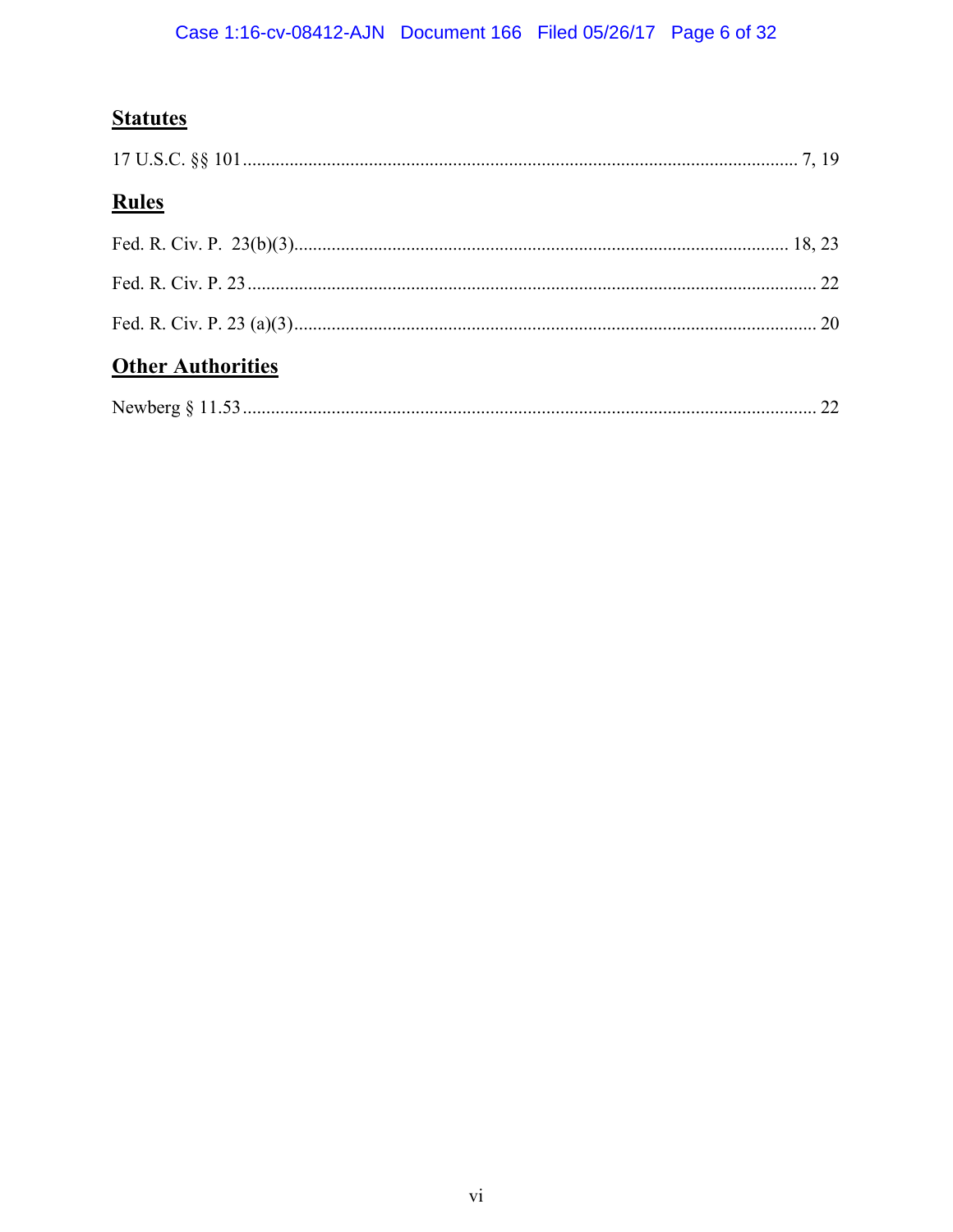## Statutes

17 U.S.C. §§ 101 ........................................................................................................................ 7, 19

## Rules

Fed. R. Civ. P.  23(b)(3)......................................................................................................... 18, 23

Fed. R. Civ. P. 23 ......................................................................................................................... 22

Fed. R. Civ. P. 23 (a)(3)................................................................................................................ 20

## Other Authorities

Newberg § 11.53 ........................................................................................................................... 22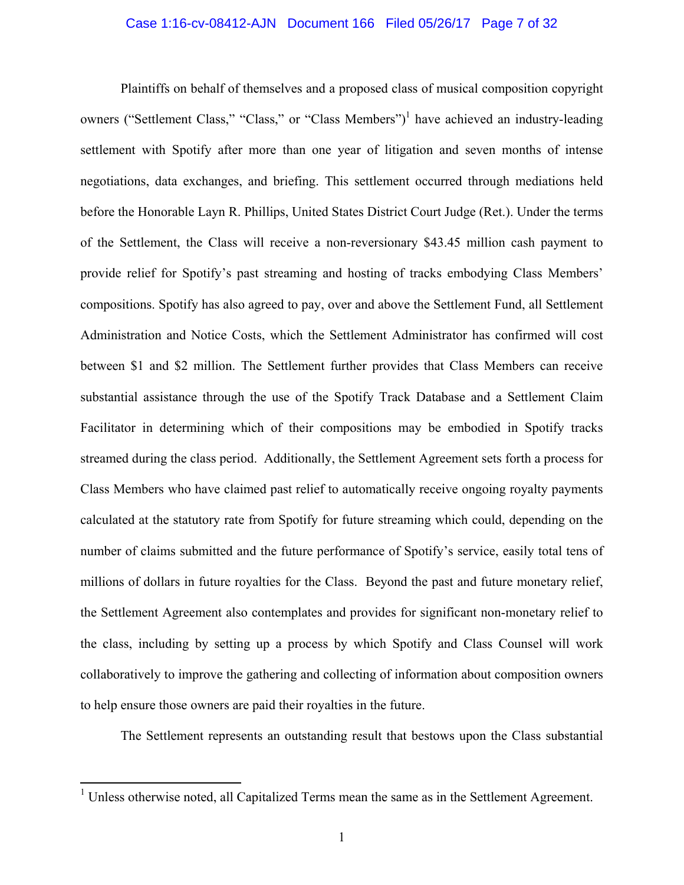Plaintiffs on behalf of themselves and a proposed class of musical composition copyright owners ("Settlement Class," "Class," or "Class Members")[1] have achieved an industry-leading settlement with Spotify after more than one year of litigation and seven months of intense negotiations, data exchanges, and briefing. This settlement occurred through mediations held before the Honorable Layn R. Phillips, United States District Court Judge (Ret.). Under the terms of the Settlement, the Class will receive a non-reversionary $43.45 million cash payment to provide relief for Spotify's past streaming and hosting of tracks embodying Class Members' compositions. Spotify has also agreed to pay, over and above the Settlement Fund, all Settlement Administration and Notice Costs, which the Settlement Administrator has confirmed will cost between $1 and $2 million. The Settlement further provides that Class Members can receive substantial assistance through the use of the Spotify Track Database and a Settlement Claim Facilitator in determining which of their compositions may be embodied in Spotify tracks streamed during the class period. Additionally, the Settlement Agreement sets forth a process for Class Members who have claimed past relief to automatically receive ongoing royalty payments calculated at the statutory rate from Spotify for future streaming which could, depending on the number of claims submitted and the future performance of Spotify's service, easily total tens of millions of dollars in future royalties for the Class. Beyond the past and future monetary relief, the Settlement Agreement also contemplates and provides for significant non-monetary relief to the class, including by setting up a process by which Spotify and Class Counsel will work collaboratively to improve the gathering and collecting of information about composition owners to help ensure those owners are paid their royalties in the future.

The Settlement represents an outstanding result that bestows upon the Class substantial

[1] Unless otherwise noted, all Capitalized Terms mean the same as in the Settlement Agreement.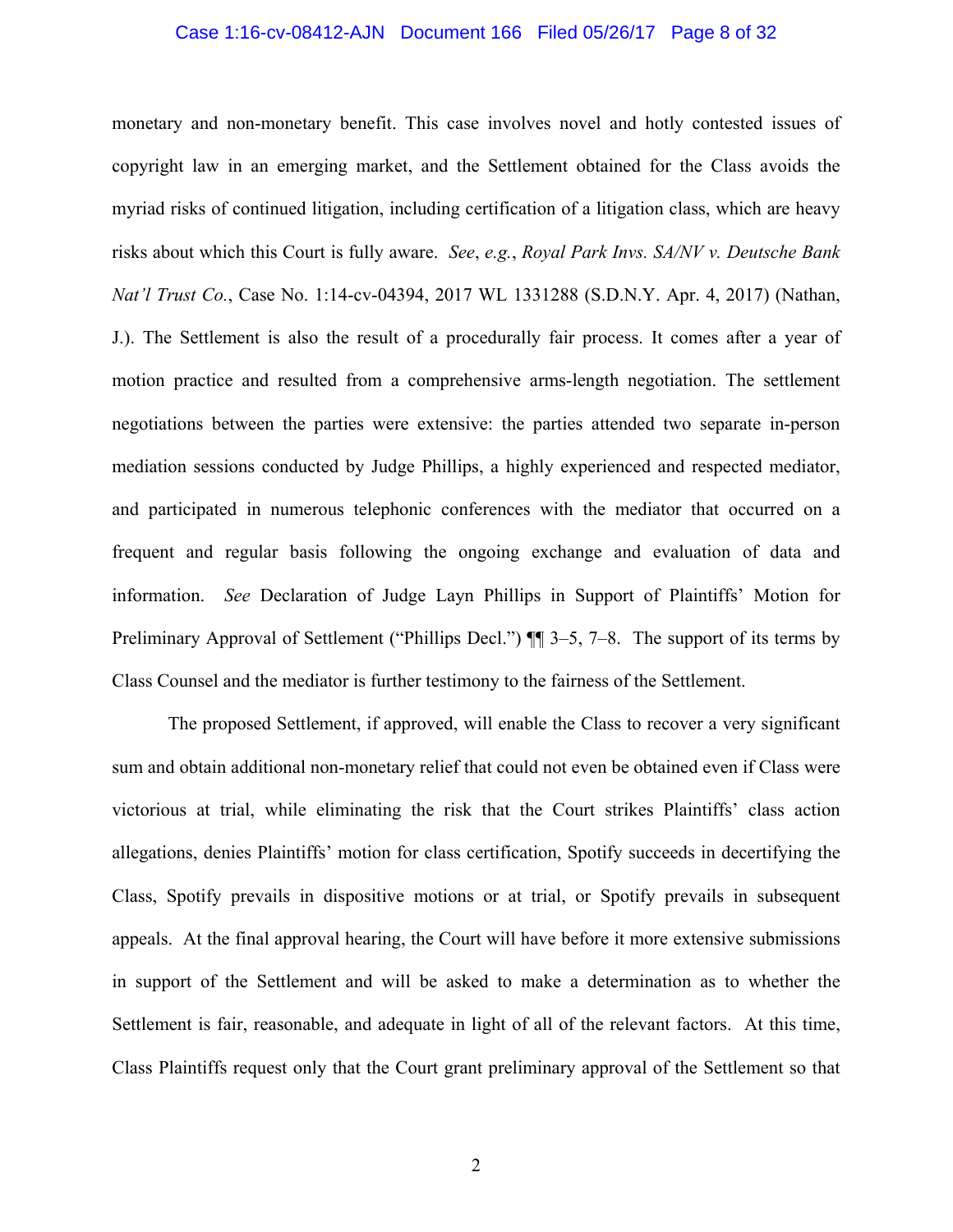monetary and non-monetary benefit. This case involves novel and hotly contested issues of copyright law in an emerging market, and the Settlement obtained for the Class avoids the myriad risks of continued litigation, including certification of a litigation class, which are heavy risks about which this Court is fully aware. *See*, *e.g.*, *Royal Park Invs. SA/NV v. Deutsche Bank Nat'l Trust Co.*, Case No. 1:14-cv-04394, 2017 WL 1331288 (S.D.N.Y. Apr. 4, 2017) (Nathan, J.). The Settlement is also the result of a procedurally fair process. It comes after a year of motion practice and resulted from a comprehensive arms-length negotiation. The settlement negotiations between the parties were extensive: the parties attended two separate in-person mediation sessions conducted by Judge Phillips, a highly experienced and respected mediator, and participated in numerous telephonic conferences with the mediator that occurred on a frequent and regular basis following the ongoing exchange and evaluation of data and information. *See* Declaration of Judge Layn Phillips in Support of Plaintiffs' Motion for Preliminary Approval of Settlement ("Phillips Decl.") ¶¶ 3–5, 7–8. The support of its terms by Class Counsel and the mediator is further testimony to the fairness of the Settlement.

The proposed Settlement, if approved, will enable the Class to recover a very significant sum and obtain additional non-monetary relief that could not even be obtained even if Class were victorious at trial, while eliminating the risk that the Court strikes Plaintiffs' class action allegations, denies Plaintiffs' motion for class certification, Spotify succeeds in decertifying the Class, Spotify prevails in dispositive motions or at trial, or Spotify prevails in subsequent appeals. At the final approval hearing, the Court will have before it more extensive submissions in support of the Settlement and will be asked to make a determination as to whether the Settlement is fair, reasonable, and adequate in light of all of the relevant factors. At this time, Class Plaintiffs request only that the Court grant preliminary approval of the Settlement so that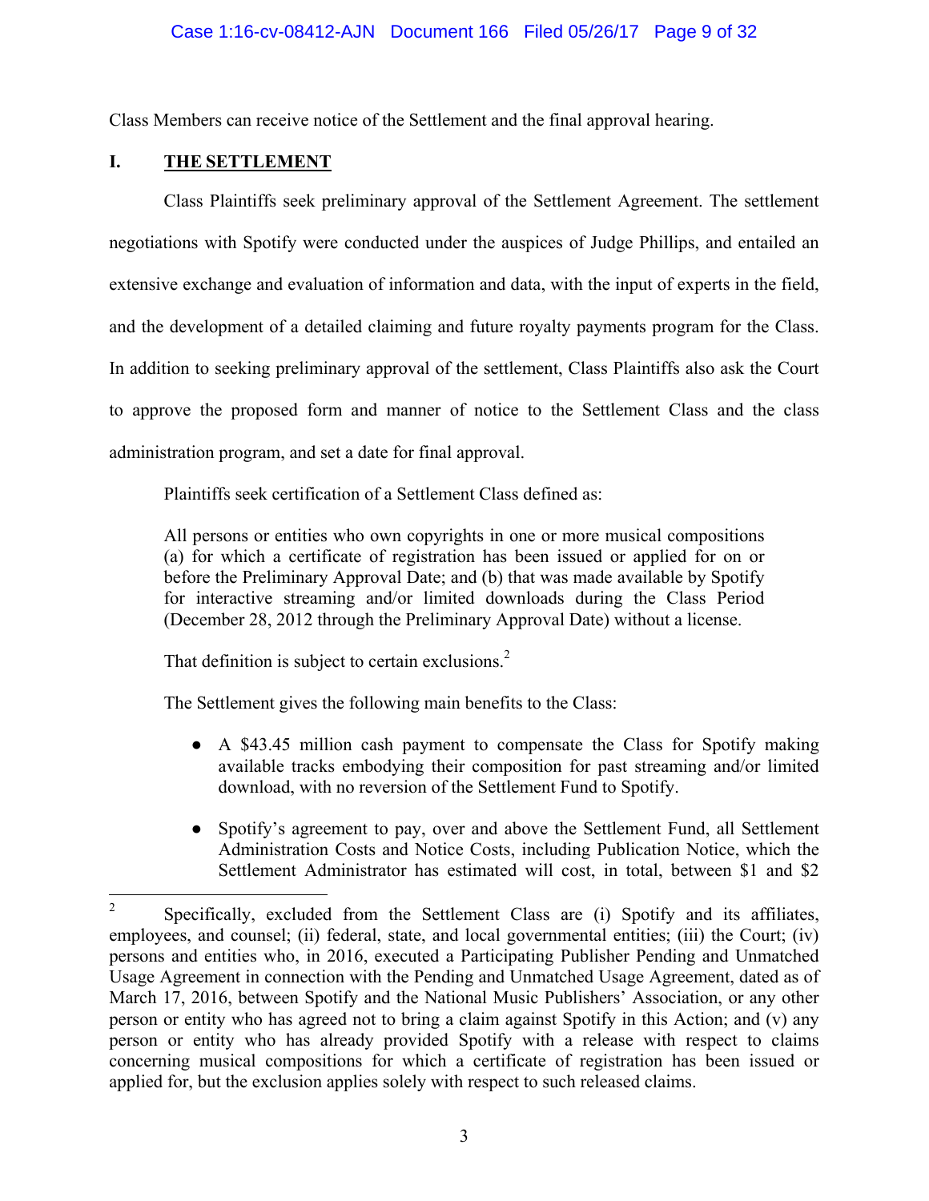Class Members can receive notice of the Settlement and the final approval hearing.

## I. THE SETTLEMENT

Class Plaintiffs seek preliminary approval of the Settlement Agreement. The settlement negotiations with Spotify were conducted under the auspices of Judge Phillips, and entailed an extensive exchange and evaluation of information and data, with the input of experts in the field, and the development of a detailed claiming and future royalty payments program for the Class. In addition to seeking preliminary approval of the settlement, Class Plaintiffs also ask the Court to approve the proposed form and manner of notice to the Settlement Class and the class administration program, and set a date for final approval.

Plaintiffs seek certification of a Settlement Class defined as:

> All persons or entities who own copyrights in one or more musical compositions (a) for which a certificate of registration has been issued or applied for on or before the Preliminary Approval Date; and (b) that was made available by Spotify for interactive streaming and/or limited downloads during the Class Period (December 28, 2012 through the Preliminary Approval Date) without a license.

That definition is subject to certain exclusions.[2]

The Settlement gives the following main benefits to the Class:

- A $43.45 million cash payment to compensate the Class for Spotify making available tracks embodying their composition for past streaming and/or limited download, with no reversion of the Settlement Fund to Spotify.
- Spotify's agreement to pay, over and above the Settlement Fund, all Settlement Administration Costs and Notice Costs, including Publication Notice, which the Settlement Administrator has estimated will cost, in total, between $1 and $2

---

[2] Specifically, excluded from the Settlement Class are (i) Spotify and its affiliates, employees, and counsel; (ii) federal, state, and local governmental entities; (iii) the Court; (iv) persons and entities who, in 2016, executed a Participating Publisher Pending and Unmatched Usage Agreement in connection with the Pending and Unmatched Usage Agreement, dated as of March 17, 2016, between Spotify and the National Music Publishers' Association, or any other person or entity who has agreed not to bring a claim against Spotify in this Action; and (v) any person or entity who has already provided Spotify with a release with respect to claims concerning musical compositions for which a certificate of registration has been issued or applied for, but the exclusion applies solely with respect to such released claims.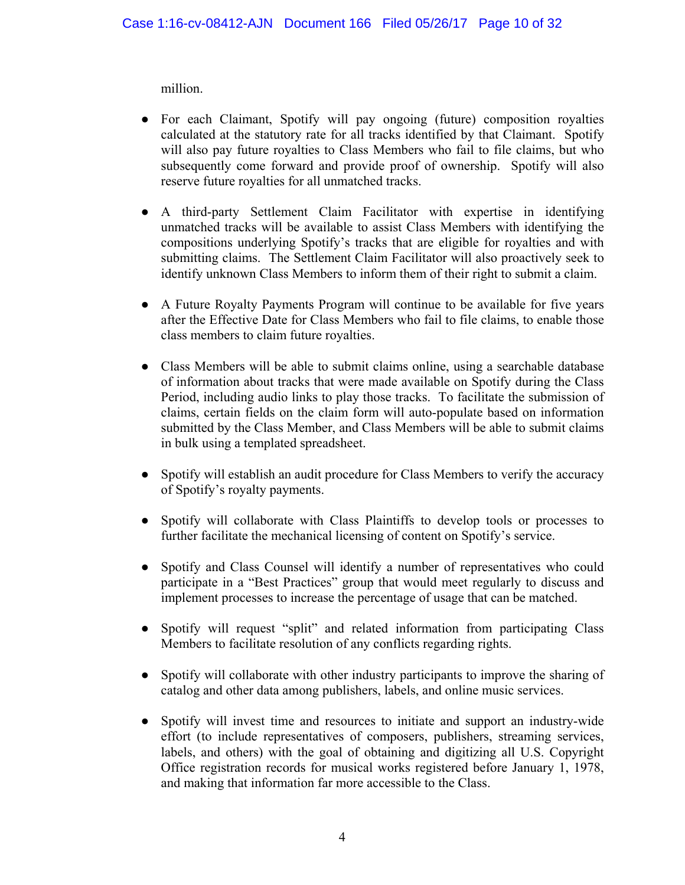million.

- For each Claimant, Spotify will pay ongoing (future) composition royalties calculated at the statutory rate for all tracks identified by that Claimant. Spotify will also pay future royalties to Class Members who fail to file claims, but who subsequently come forward and provide proof of ownership. Spotify will also reserve future royalties for all unmatched tracks.

- A third-party Settlement Claim Facilitator with expertise in identifying unmatched tracks will be available to assist Class Members with identifying the compositions underlying Spotify's tracks that are eligible for royalties and with submitting claims. The Settlement Claim Facilitator will also proactively seek to identify unknown Class Members to inform them of their right to submit a claim.

- A Future Royalty Payments Program will continue to be available for five years after the Effective Date for Class Members who fail to file claims, to enable those class members to claim future royalties.

- Class Members will be able to submit claims online, using a searchable database of information about tracks that were made available on Spotify during the Class Period, including audio links to play those tracks. To facilitate the submission of claims, certain fields on the claim form will auto-populate based on information submitted by the Class Member, and Class Members will be able to submit claims in bulk using a templated spreadsheet.

- Spotify will establish an audit procedure for Class Members to verify the accuracy of Spotify's royalty payments.

- Spotify will collaborate with Class Plaintiffs to develop tools or processes to further facilitate the mechanical licensing of content on Spotify's service.

- Spotify and Class Counsel will identify a number of representatives who could participate in a "Best Practices" group that would meet regularly to discuss and implement processes to increase the percentage of usage that can be matched.

- Spotify will request "split" and related information from participating Class Members to facilitate resolution of any conflicts regarding rights.

- Spotify will collaborate with other industry participants to improve the sharing of catalog and other data among publishers, labels, and online music services.

- Spotify will invest time and resources to initiate and support an industry-wide effort (to include representatives of composers, publishers, streaming services, labels, and others) with the goal of obtaining and digitizing all U.S. Copyright Office registration records for musical works registered before January 1, 1978, and making that information far more accessible to the Class.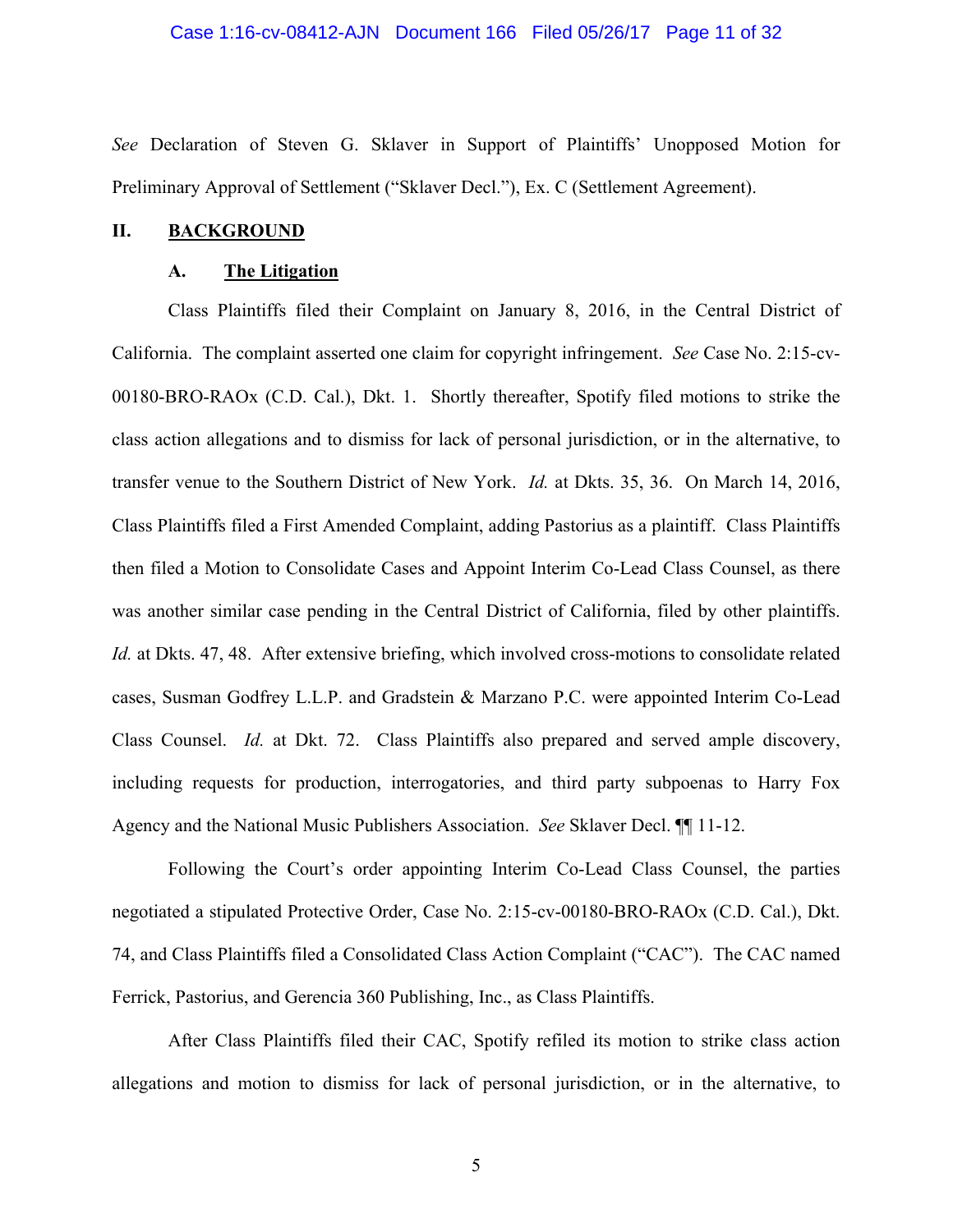*See* Declaration of Steven G. Sklaver in Support of Plaintiffs' Unopposed Motion for Preliminary Approval of Settlement ("Sklaver Decl."), Ex. C (Settlement Agreement).

## II. BACKGROUND

### A. The Litigation

Class Plaintiffs filed their Complaint on January 8, 2016, in the Central District of California. The complaint asserted one claim for copyright infringement. *See* Case No. 2:15-cv-00180-BRO-RAOx (C.D. Cal.), Dkt. 1. Shortly thereafter, Spotify filed motions to strike the class action allegations and to dismiss for lack of personal jurisdiction, or in the alternative, to transfer venue to the Southern District of New York. *Id.* at Dkts. 35, 36. On March 14, 2016, Class Plaintiffs filed a First Amended Complaint, adding Pastorius as a plaintiff. Class Plaintiffs then filed a Motion to Consolidate Cases and Appoint Interim Co-Lead Class Counsel, as there was another similar case pending in the Central District of California, filed by other plaintiffs. *Id.* at Dkts. 47, 48. After extensive briefing, which involved cross-motions to consolidate related cases, Susman Godfrey L.L.P. and Gradstein & Marzano P.C. were appointed Interim Co-Lead Class Counsel. *Id.* at Dkt. 72. Class Plaintiffs also prepared and served ample discovery, including requests for production, interrogatories, and third party subpoenas to Harry Fox Agency and the National Music Publishers Association. *See* Sklaver Decl. ¶¶ 11-12.

Following the Court's order appointing Interim Co-Lead Class Counsel, the parties negotiated a stipulated Protective Order, Case No. 2:15-cv-00180-BRO-RAOx (C.D. Cal.), Dkt. 74, and Class Plaintiffs filed a Consolidated Class Action Complaint ("CAC"). The CAC named Ferrick, Pastorius, and Gerencia 360 Publishing, Inc., as Class Plaintiffs.

After Class Plaintiffs filed their CAC, Spotify refiled its motion to strike class action allegations and motion to dismiss for lack of personal jurisdiction, or in the alternative, to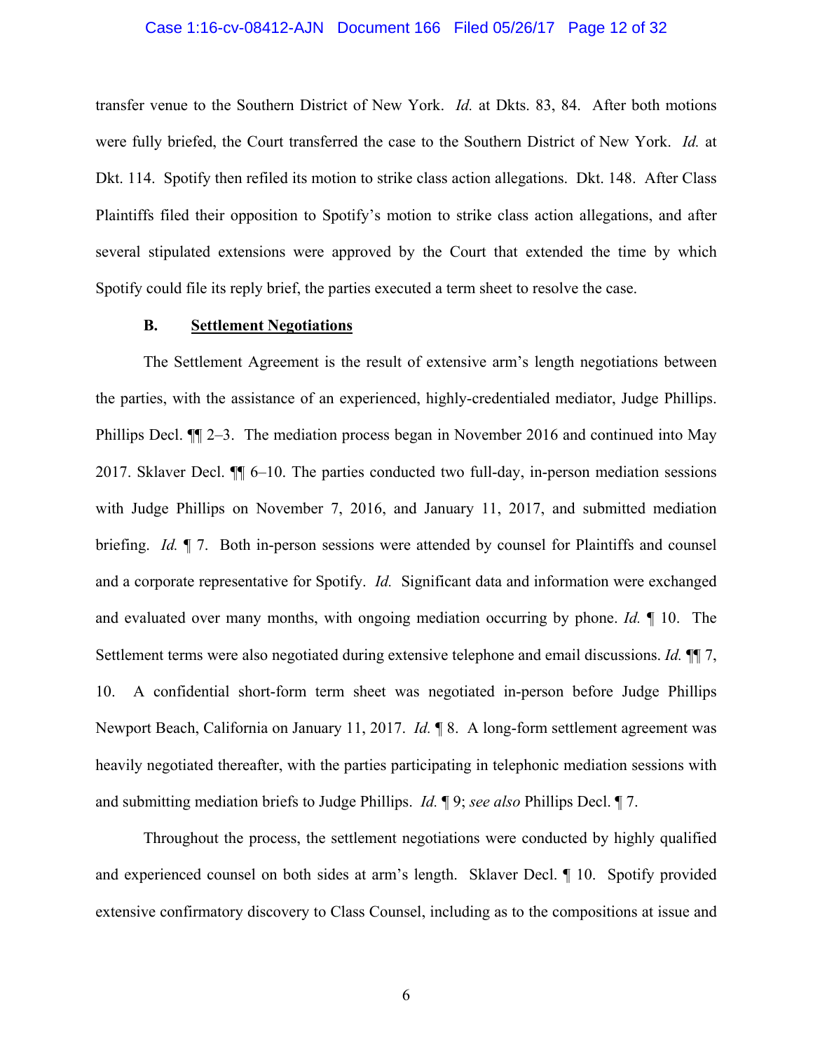transfer venue to the Southern District of New York. *Id.* at Dkts. 83, 84. After both motions were fully briefed, the Court transferred the case to the Southern District of New York. *Id.* at Dkt. 114. Spotify then refiled its motion to strike class action allegations. Dkt. 148. After Class Plaintiffs filed their opposition to Spotify's motion to strike class action allegations, and after several stipulated extensions were approved by the Court that extended the time by which Spotify could file its reply brief, the parties executed a term sheet to resolve the case.

### B. Settlement Negotiations

The Settlement Agreement is the result of extensive arm's length negotiations between the parties, with the assistance of an experienced, highly-credentialed mediator, Judge Phillips. Phillips Decl. ¶¶ 2–3. The mediation process began in November 2016 and continued into May 2017. Sklaver Decl. ¶¶ 6–10. The parties conducted two full-day, in-person mediation sessions with Judge Phillips on November 7, 2016, and January 11, 2017, and submitted mediation briefing. *Id.* ¶ 7. Both in-person sessions were attended by counsel for Plaintiffs and counsel and a corporate representative for Spotify. *Id.* Significant data and information were exchanged and evaluated over many months, with ongoing mediation occurring by phone. *Id.* ¶ 10. The Settlement terms were also negotiated during extensive telephone and email discussions. *Id.* ¶¶ 7, 10. A confidential short-form term sheet was negotiated in-person before Judge Phillips Newport Beach, California on January 11, 2017. *Id.* ¶ 8. A long-form settlement agreement was heavily negotiated thereafter, with the parties participating in telephonic mediation sessions with and submitting mediation briefs to Judge Phillips. *Id.* ¶ 9; *see also* Phillips Decl. ¶ 7.

Throughout the process, the settlement negotiations were conducted by highly qualified and experienced counsel on both sides at arm's length. Sklaver Decl. ¶ 10. Spotify provided extensive confirmatory discovery to Class Counsel, including as to the compositions at issue and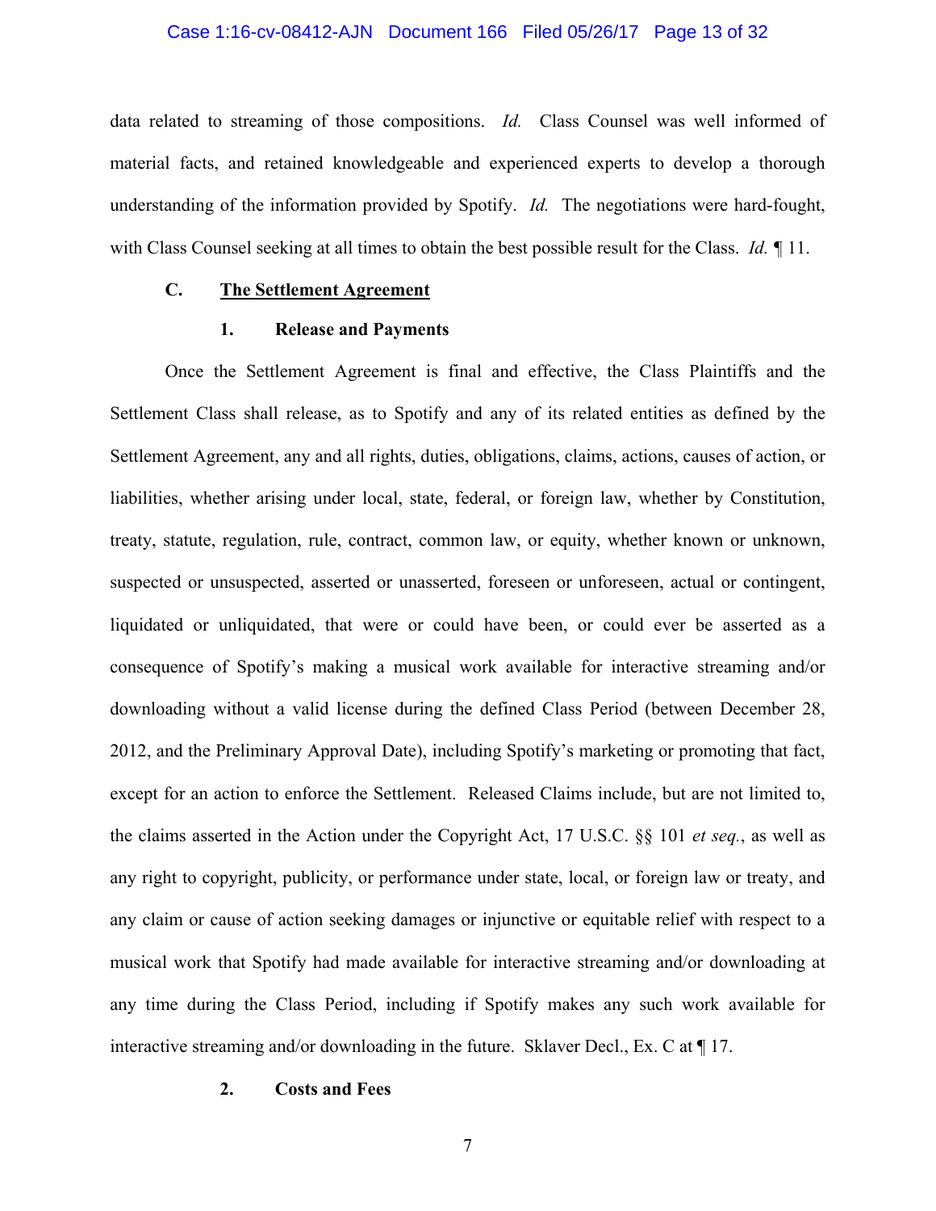data related to streaming of those compositions. *Id.* Class Counsel was well informed of material facts, and retained knowledgeable and experienced experts to develop a thorough understanding of the information provided by Spotify. *Id.* The negotiations were hard-fought, with Class Counsel seeking at all times to obtain the best possible result for the Class. *Id.* ¶ 11.

### C. The Settlement Agreement

#### 1. Release and Payments

Once the Settlement Agreement is final and effective, the Class Plaintiffs and the Settlement Class shall release, as to Spotify and any of its related entities as defined by the Settlement Agreement, any and all rights, duties, obligations, claims, actions, causes of action, or liabilities, whether arising under local, state, federal, or foreign law, whether by Constitution, treaty, statute, regulation, rule, contract, common law, or equity, whether known or unknown, suspected or unsuspected, asserted or unasserted, foreseen or unforeseen, actual or contingent, liquidated or unliquidated, that were or could have been, or could ever be asserted as a consequence of Spotify's making a musical work available for interactive streaming and/or downloading without a valid license during the defined Class Period (between December 28, 2012, and the Preliminary Approval Date), including Spotify's marketing or promoting that fact, except for an action to enforce the Settlement. Released Claims include, but are not limited to, the claims asserted in the Action under the Copyright Act, 17 U.S.C. §§ 101 *et seq.*, as well as any right to copyright, publicity, or performance under state, local, or foreign law or treaty, and any claim or cause of action seeking damages or injunctive or equitable relief with respect to a musical work that Spotify had made available for interactive streaming and/or downloading at any time during the Class Period, including if Spotify makes any such work available for interactive streaming and/or downloading in the future. Sklaver Decl., Ex. C at ¶ 17.

#### 2. Costs and Fees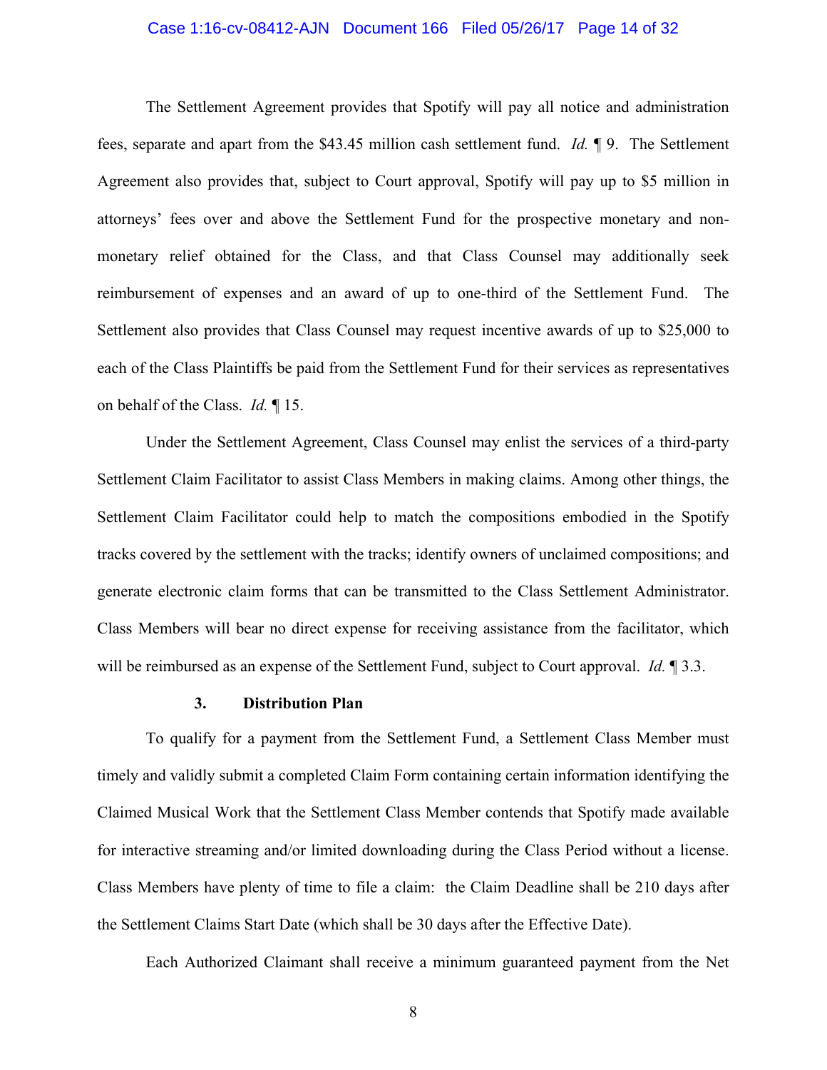The Settlement Agreement provides that Spotify will pay all notice and administration fees, separate and apart from the $43.45 million cash settlement fund. *Id.* ¶ 9. The Settlement Agreement also provides that, subject to Court approval, Spotify will pay up to $5 million in attorneys' fees over and above the Settlement Fund for the prospective monetary and non-monetary relief obtained for the Class, and that Class Counsel may additionally seek reimbursement of expenses and an award of up to one-third of the Settlement Fund. The Settlement also provides that Class Counsel may request incentive awards of up to $25,000 to each of the Class Plaintiffs be paid from the Settlement Fund for their services as representatives on behalf of the Class. *Id.* ¶ 15.

Under the Settlement Agreement, Class Counsel may enlist the services of a third-party Settlement Claim Facilitator to assist Class Members in making claims. Among other things, the Settlement Claim Facilitator could help to match the compositions embodied in the Spotify tracks covered by the settlement with the tracks; identify owners of unclaimed compositions; and generate electronic claim forms that can be transmitted to the Class Settlement Administrator. Class Members will bear no direct expense for receiving assistance from the facilitator, which will be reimbursed as an expense of the Settlement Fund, subject to Court approval. *Id.* ¶ 3.3.

### 3. Distribution Plan

To qualify for a payment from the Settlement Fund, a Settlement Class Member must timely and validly submit a completed Claim Form containing certain information identifying the Claimed Musical Work that the Settlement Class Member contends that Spotify made available for interactive streaming and/or limited downloading during the Class Period without a license. Class Members have plenty of time to file a claim: the Claim Deadline shall be 210 days after the Settlement Claims Start Date (which shall be 30 days after the Effective Date).

Each Authorized Claimant shall receive a minimum guaranteed payment from the Net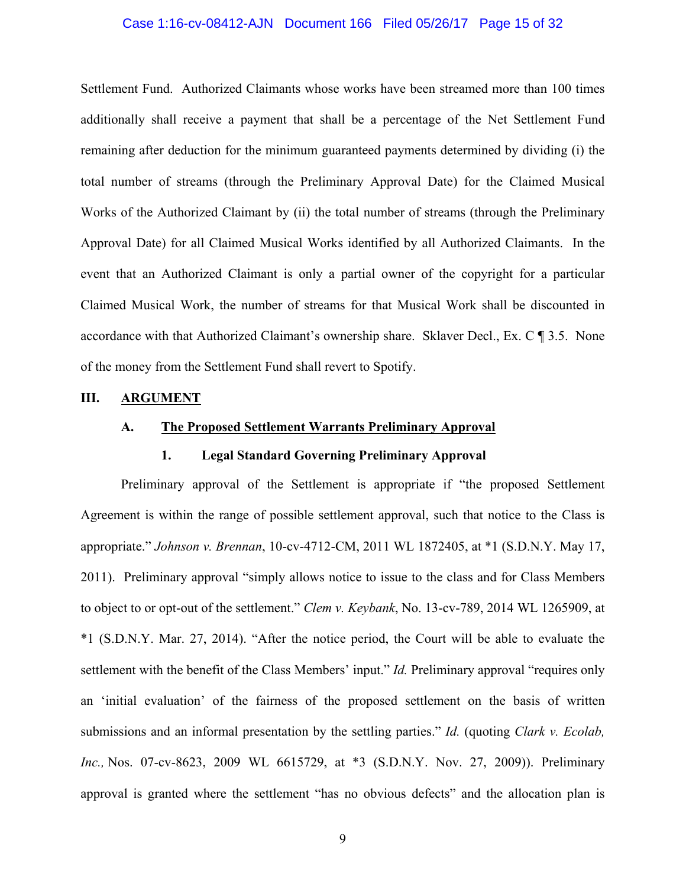Settlement Fund. Authorized Claimants whose works have been streamed more than 100 times additionally shall receive a payment that shall be a percentage of the Net Settlement Fund remaining after deduction for the minimum guaranteed payments determined by dividing (i) the total number of streams (through the Preliminary Approval Date) for the Claimed Musical Works of the Authorized Claimant by (ii) the total number of streams (through the Preliminary Approval Date) for all Claimed Musical Works identified by all Authorized Claimants. In the event that an Authorized Claimant is only a partial owner of the copyright for a particular Claimed Musical Work, the number of streams for that Musical Work shall be discounted in accordance with that Authorized Claimant's ownership share. Sklaver Decl., Ex. C ¶ 3.5. None of the money from the Settlement Fund shall revert to Spotify.

# III. ARGUMENT

## A. The Proposed Settlement Warrants Preliminary Approval

### 1. Legal Standard Governing Preliminary Approval

Preliminary approval of the Settlement is appropriate if "the proposed Settlement Agreement is within the range of possible settlement approval, such that notice to the Class is appropriate." *Johnson v. Brennan*, 10-cv-4712-CM, 2011 WL 1872405, at *1 (S.D.N.Y. May 17, 2011). Preliminary approval "simply allows notice to issue to the class and for Class Members to object to or opt-out of the settlement." *Clem v. Keybank*, No. 13-cv-789, 2014 WL 1265909, at *1 (S.D.N.Y. Mar. 27, 2014). "After the notice period, the Court will be able to evaluate the settlement with the benefit of the Class Members' input." *Id.* Preliminary approval "requires only an 'initial evaluation' of the fairness of the proposed settlement on the basis of written submissions and an informal presentation by the settling parties." *Id.* (quoting *Clark v. Ecolab, Inc.,* Nos. 07-cv-8623, 2009 WL 6615729, at *3 (S.D.N.Y. Nov. 27, 2009)). Preliminary approval is granted where the settlement "has no obvious defects" and the allocation plan is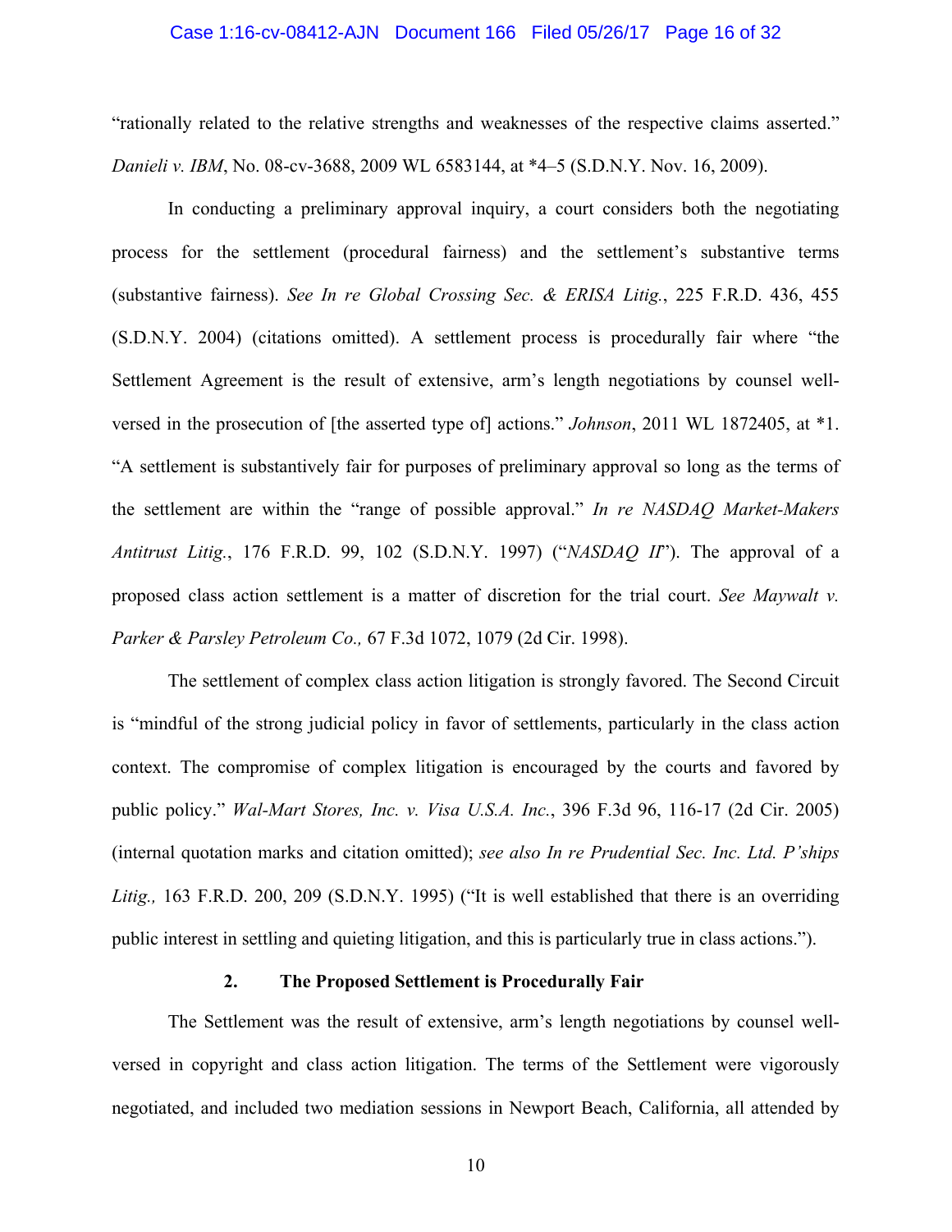"rationally related to the relative strengths and weaknesses of the respective claims asserted." *Danieli v. IBM*, No. 08-cv-3688, 2009 WL 6583144, at *4–5 (S.D.N.Y. Nov. 16, 2009).

In conducting a preliminary approval inquiry, a court considers both the negotiating process for the settlement (procedural fairness) and the settlement's substantive terms (substantive fairness). *See In re Global Crossing Sec. & ERISA Litig.*, 225 F.R.D. 436, 455 (S.D.N.Y. 2004) (citations omitted). A settlement process is procedurally fair where "the Settlement Agreement is the result of extensive, arm's length negotiations by counsel well-versed in the prosecution of [the asserted type of] actions." *Johnson*, 2011 WL 1872405, at *1. "A settlement is substantively fair for purposes of preliminary approval so long as the terms of the settlement are within the "range of possible approval." *In re NASDAQ Market-Makers Antitrust Litig.*, 176 F.R.D. 99, 102 (S.D.N.Y. 1997) ("*NASDAQ II*"). The approval of a proposed class action settlement is a matter of discretion for the trial court. *See Maywalt v. Parker & Parsley Petroleum Co.,* 67 F.3d 1072, 1079 (2d Cir. 1998).

The settlement of complex class action litigation is strongly favored. The Second Circuit is "mindful of the strong judicial policy in favor of settlements, particularly in the class action context. The compromise of complex litigation is encouraged by the courts and favored by public policy." *Wal-Mart Stores, Inc. v. Visa U.S.A. Inc.*, 396 F.3d 96, 116-17 (2d Cir. 2005) (internal quotation marks and citation omitted); *see also In re Prudential Sec. Inc. Ltd. P'ships Litig.,* 163 F.R.D. 200, 209 (S.D.N.Y. 1995) ("It is well established that there is an overriding public interest in settling and quieting litigation, and this is particularly true in class actions.").

### 2. The Proposed Settlement is Procedurally Fair

The Settlement was the result of extensive, arm's length negotiations by counsel well-versed in copyright and class action litigation. The terms of the Settlement were vigorously negotiated, and included two mediation sessions in Newport Beach, California, all attended by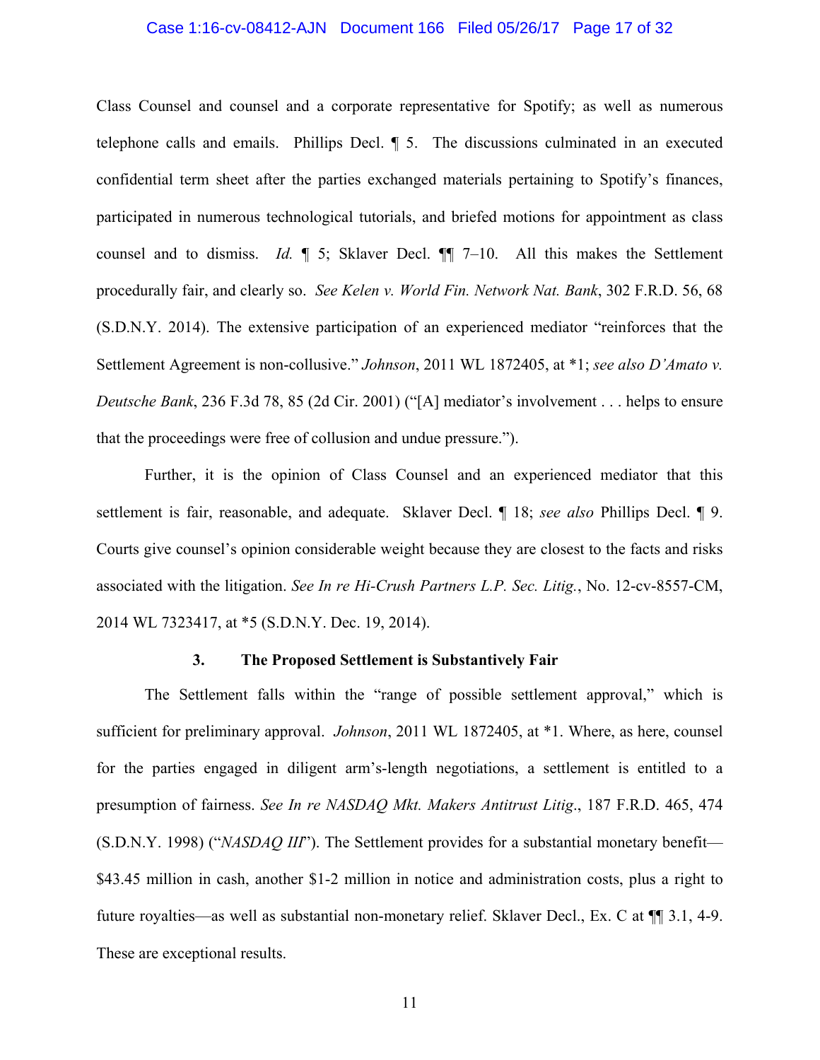Class Counsel and counsel and a corporate representative for Spotify; as well as numerous telephone calls and emails. Phillips Decl. ¶ 5. The discussions culminated in an executed confidential term sheet after the parties exchanged materials pertaining to Spotify's finances, participated in numerous technological tutorials, and briefed motions for appointment as class counsel and to dismiss. *Id.* ¶ 5; Sklaver Decl. ¶¶ 7–10. All this makes the Settlement procedurally fair, and clearly so. *See Kelen v. World Fin. Network Nat. Bank*, 302 F.R.D. 56, 68 (S.D.N.Y. 2014). The extensive participation of an experienced mediator "reinforces that the Settlement Agreement is non-collusive." *Johnson*, 2011 WL 1872405, at *1; *see also D'Amato v. Deutsche Bank*, 236 F.3d 78, 85 (2d Cir. 2001) ("[A] mediator's involvement . . . helps to ensure that the proceedings were free of collusion and undue pressure.").

Further, it is the opinion of Class Counsel and an experienced mediator that this settlement is fair, reasonable, and adequate. Sklaver Decl. ¶ 18; *see also* Phillips Decl. ¶ 9. Courts give counsel's opinion considerable weight because they are closest to the facts and risks associated with the litigation. *See In re Hi-Crush Partners L.P. Sec. Litig.*, No. 12-cv-8557-CM, 2014 WL 7323417, at *5 (S.D.N.Y. Dec. 19, 2014).

### 3. The Proposed Settlement is Substantively Fair

The Settlement falls within the "range of possible settlement approval," which is sufficient for preliminary approval. *Johnson*, 2011 WL 1872405, at *1. Where, as here, counsel for the parties engaged in diligent arm's-length negotiations, a settlement is entitled to a presumption of fairness. *See In re NASDAQ Mkt. Makers Antitrust Litig*., 187 F.R.D. 465, 474 (S.D.N.Y. 1998) ("*NASDAQ III*"). The Settlement provides for a substantial monetary benefit—$43.45 million in cash, another $1-2 million in notice and administration costs, plus a right to future royalties—as well as substantial non-monetary relief. Sklaver Decl., Ex. C at ¶¶ 3.1, 4-9. These are exceptional results.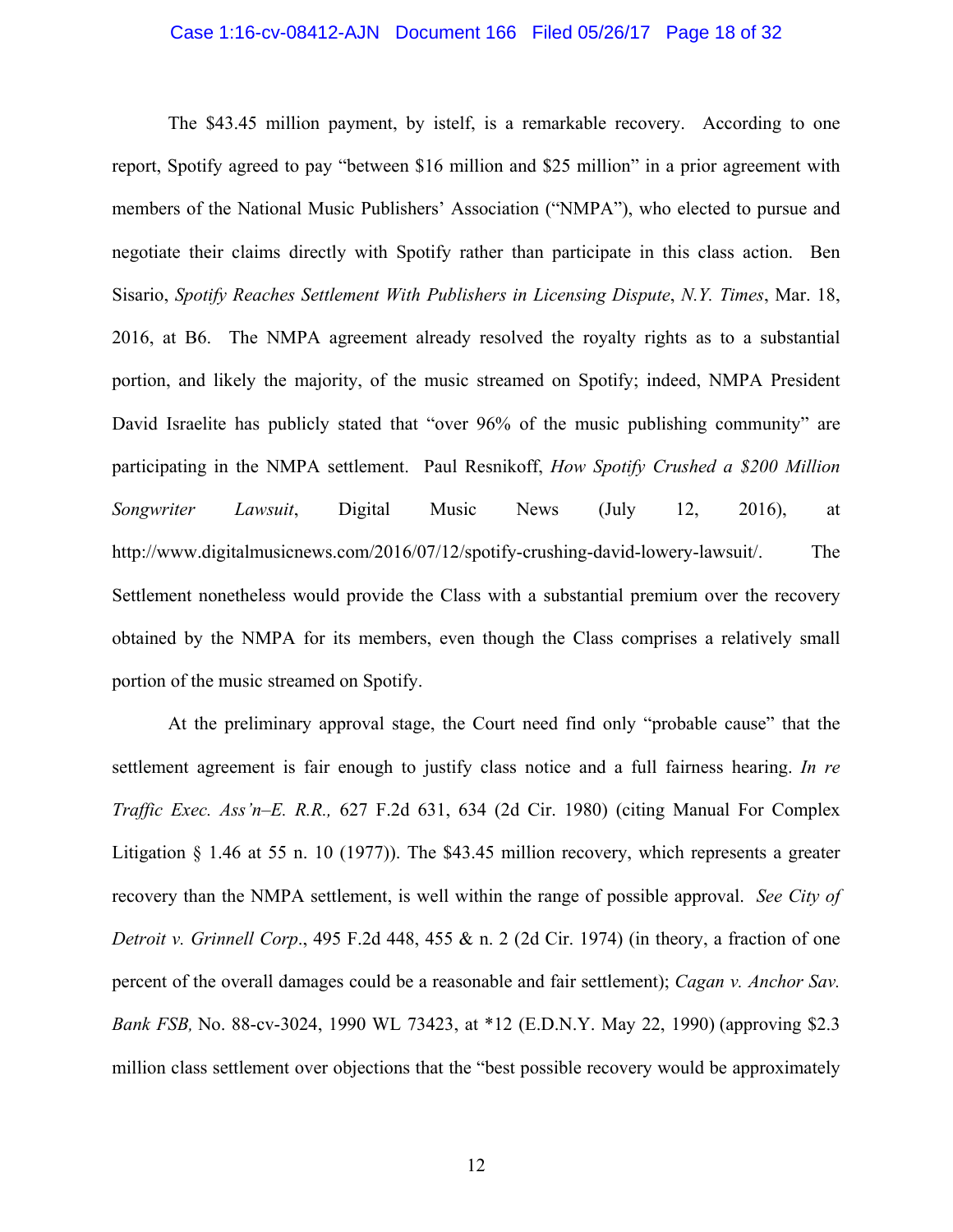The $43.45 million payment, by istelf, is a remarkable recovery. According to one report, Spotify agreed to pay "between $16 million and $25 million" in a prior agreement with members of the National Music Publishers' Association ("NMPA"), who elected to pursue and negotiate their claims directly with Spotify rather than participate in this class action. Ben Sisario, *Spotify Reaches Settlement With Publishers in Licensing Dispute*, *N.Y. Times*, Mar. 18, 2016, at B6. The NMPA agreement already resolved the royalty rights as to a substantial portion, and likely the majority, of the music streamed on Spotify; indeed, NMPA President David Israelite has publicly stated that "over 96% of the music publishing community" are participating in the NMPA settlement. Paul Resnikoff, *How Spotify Crushed a $200 Million Songwriter Lawsuit*, Digital Music News (July 12, 2016), at http://www.digitalmusicnews.com/2016/07/12/spotify-crushing-david-lowery-lawsuit/. The Settlement nonetheless would provide the Class with a substantial premium over the recovery obtained by the NMPA for its members, even though the Class comprises a relatively small portion of the music streamed on Spotify.

At the preliminary approval stage, the Court need find only "probable cause" that the settlement agreement is fair enough to justify class notice and a full fairness hearing. *In re Traffic Exec. Ass'n–E. R.R.,* 627 F.2d 631, 634 (2d Cir. 1980) (citing Manual For Complex Litigation § 1.46 at 55 n. 10 (1977)). The $43.45 million recovery, which represents a greater recovery than the NMPA settlement, is well within the range of possible approval. *See City of Detroit v. Grinnell Corp*., 495 F.2d 448, 455 & n. 2 (2d Cir. 1974) (in theory, a fraction of one percent of the overall damages could be a reasonable and fair settlement); *Cagan v. Anchor Sav. Bank FSB,* No. 88-cv-3024, 1990 WL 73423, at *12 (E.D.N.Y. May 22, 1990) (approving $2.3 million class settlement over objections that the "best possible recovery would be approximately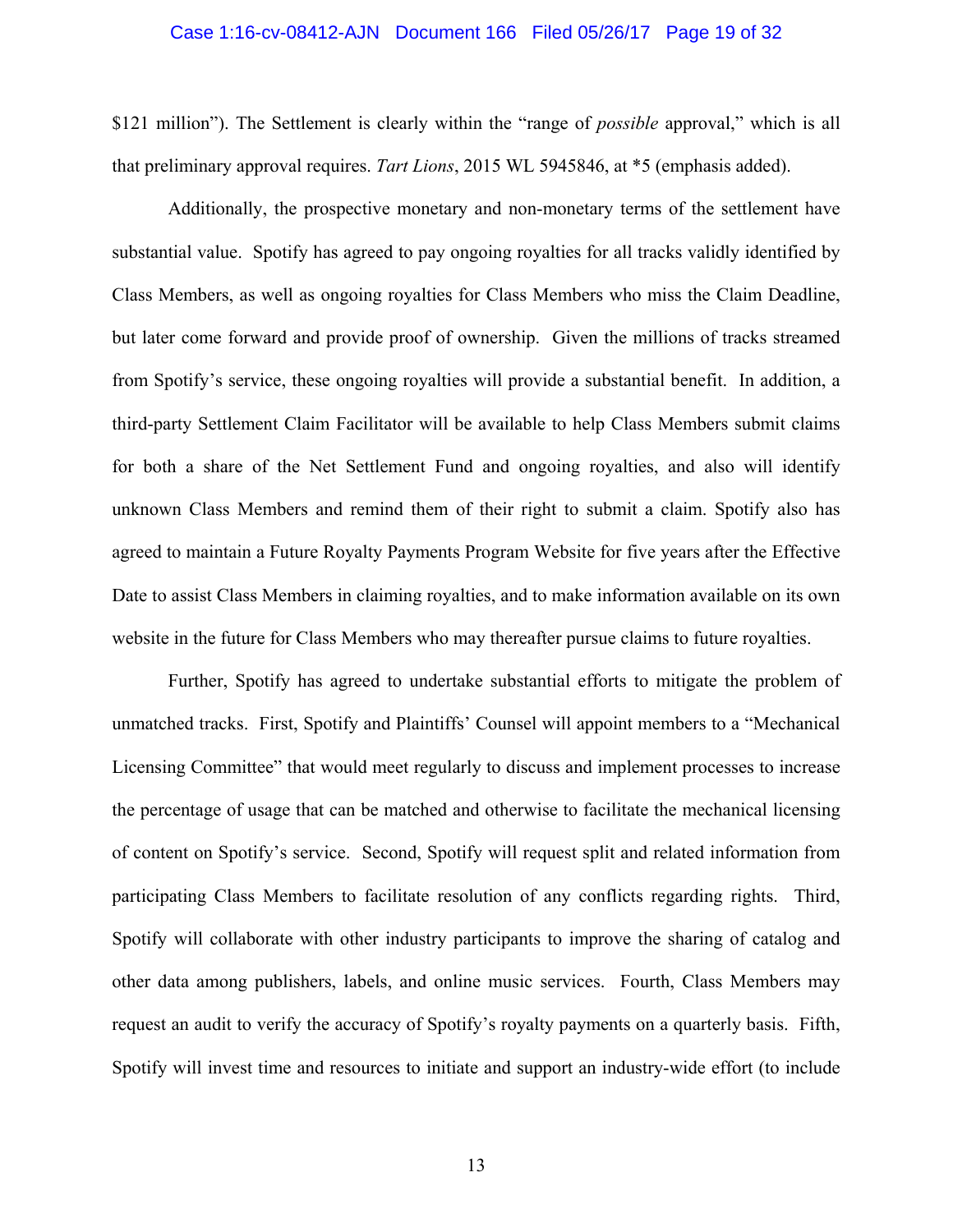$121 million"). The Settlement is clearly within the "range of *possible* approval," which is all that preliminary approval requires. *Tart Lions*, 2015 WL 5945846, at *5 (emphasis added).

Additionally, the prospective monetary and non-monetary terms of the settlement have substantial value. Spotify has agreed to pay ongoing royalties for all tracks validly identified by Class Members, as well as ongoing royalties for Class Members who miss the Claim Deadline, but later come forward and provide proof of ownership. Given the millions of tracks streamed from Spotify's service, these ongoing royalties will provide a substantial benefit. In addition, a third-party Settlement Claim Facilitator will be available to help Class Members submit claims for both a share of the Net Settlement Fund and ongoing royalties, and also will identify unknown Class Members and remind them of their right to submit a claim. Spotify also has agreed to maintain a Future Royalty Payments Program Website for five years after the Effective Date to assist Class Members in claiming royalties, and to make information available on its own website in the future for Class Members who may thereafter pursue claims to future royalties.

Further, Spotify has agreed to undertake substantial efforts to mitigate the problem of unmatched tracks. First, Spotify and Plaintiffs' Counsel will appoint members to a "Mechanical Licensing Committee" that would meet regularly to discuss and implement processes to increase the percentage of usage that can be matched and otherwise to facilitate the mechanical licensing of content on Spotify's service. Second, Spotify will request split and related information from participating Class Members to facilitate resolution of any conflicts regarding rights. Third, Spotify will collaborate with other industry participants to improve the sharing of catalog and other data among publishers, labels, and online music services. Fourth, Class Members may request an audit to verify the accuracy of Spotify's royalty payments on a quarterly basis. Fifth, Spotify will invest time and resources to initiate and support an industry-wide effort (to include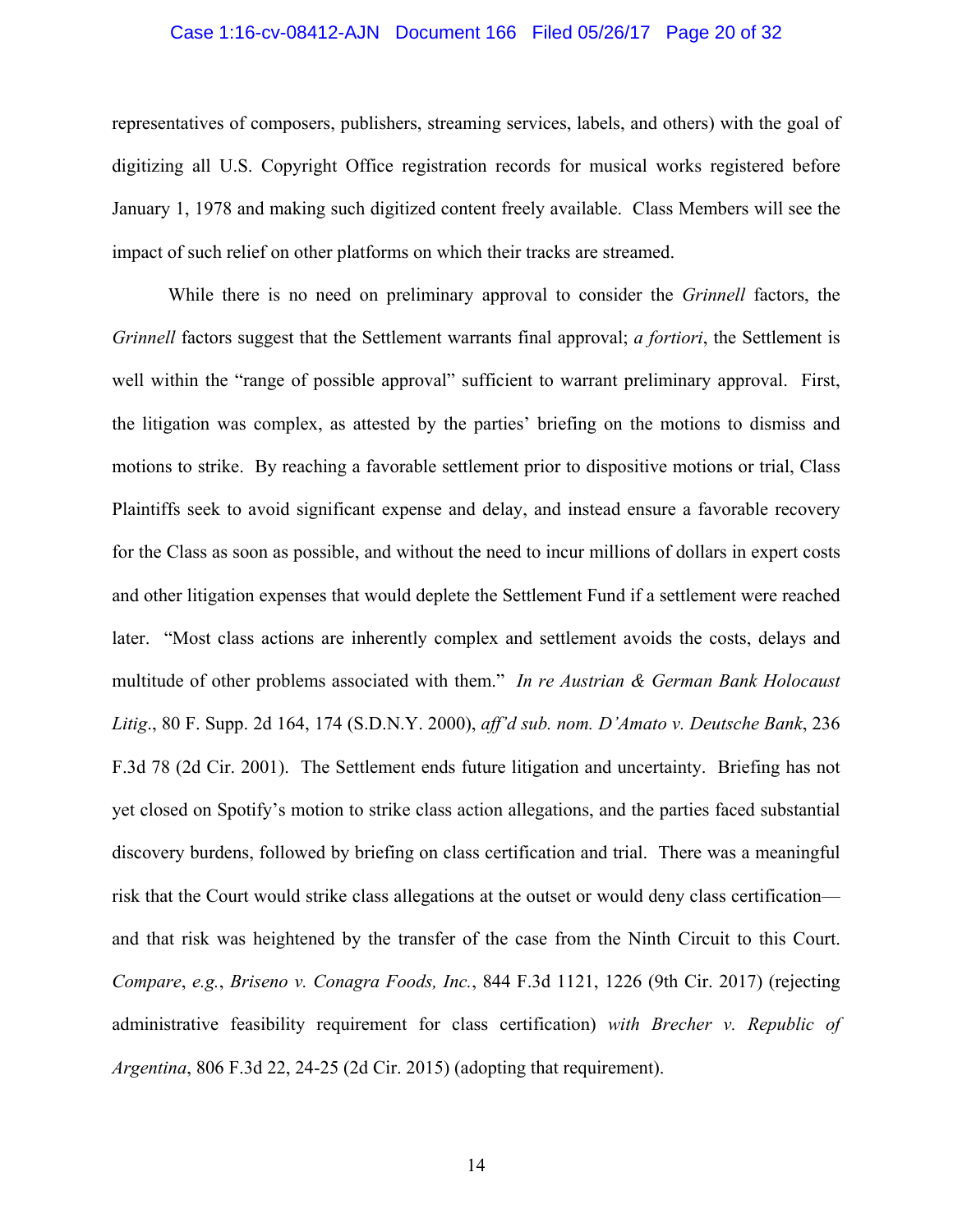representatives of composers, publishers, streaming services, labels, and others) with the goal of digitizing all U.S. Copyright Office registration records for musical works registered before January 1, 1978 and making such digitized content freely available. Class Members will see the impact of such relief on other platforms on which their tracks are streamed.

While there is no need on preliminary approval to consider the *Grinnell* factors, the *Grinnell* factors suggest that the Settlement warrants final approval; *a fortiori*, the Settlement is well within the "range of possible approval" sufficient to warrant preliminary approval. First, the litigation was complex, as attested by the parties' briefing on the motions to dismiss and motions to strike. By reaching a favorable settlement prior to dispositive motions or trial, Class Plaintiffs seek to avoid significant expense and delay, and instead ensure a favorable recovery for the Class as soon as possible, and without the need to incur millions of dollars in expert costs and other litigation expenses that would deplete the Settlement Fund if a settlement were reached later. "Most class actions are inherently complex and settlement avoids the costs, delays and multitude of other problems associated with them." *In re Austrian & German Bank Holocaust Litig*., 80 F. Supp. 2d 164, 174 (S.D.N.Y. 2000), *aff'd sub. nom. D'Amato v. Deutsche Bank*, 236 F.3d 78 (2d Cir. 2001). The Settlement ends future litigation and uncertainty. Briefing has not yet closed on Spotify's motion to strike class action allegations, and the parties faced substantial discovery burdens, followed by briefing on class certification and trial. There was a meaningful risk that the Court would strike class allegations at the outset or would deny class certification—and that risk was heightened by the transfer of the case from the Ninth Circuit to this Court. *Compare*, *e.g.*, *Briseno v. Conagra Foods, Inc.*, 844 F.3d 1121, 1226 (9th Cir. 2017) (rejecting administrative feasibility requirement for class certification) *with Brecher v. Republic of Argentina*, 806 F.3d 22, 24-25 (2d Cir. 2015) (adopting that requirement).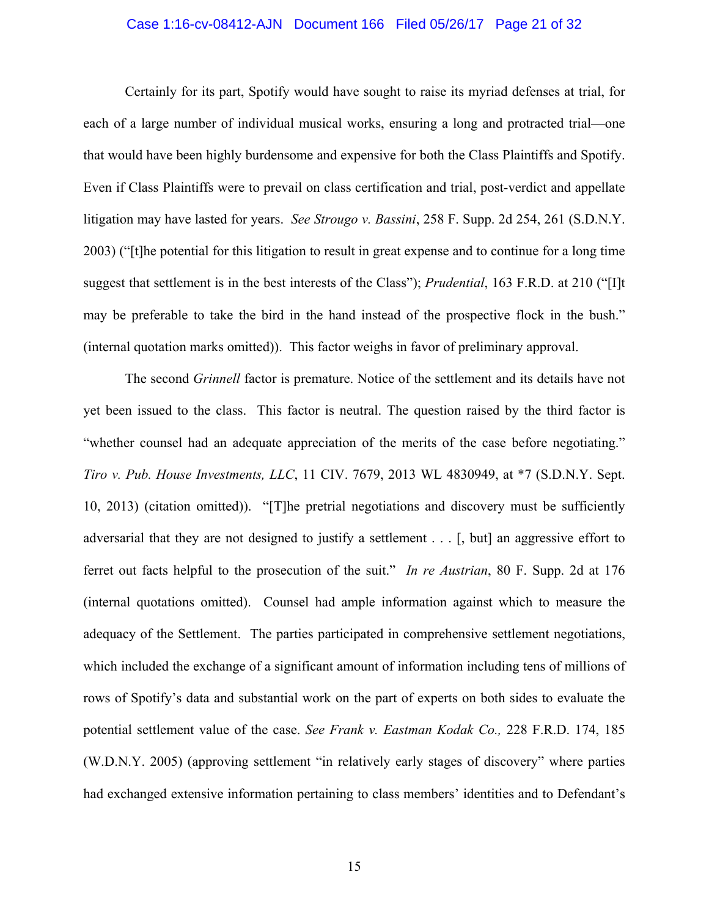Certainly for its part, Spotify would have sought to raise its myriad defenses at trial, for each of a large number of individual musical works, ensuring a long and protracted trial—one that would have been highly burdensome and expensive for both the Class Plaintiffs and Spotify. Even if Class Plaintiffs were to prevail on class certification and trial, post-verdict and appellate litigation may have lasted for years. *See Strougo v. Bassini*, 258 F. Supp. 2d 254, 261 (S.D.N.Y. 2003) ("[t]he potential for this litigation to result in great expense and to continue for a long time suggest that settlement is in the best interests of the Class"); *Prudential*, 163 F.R.D. at 210 ("[I]t may be preferable to take the bird in the hand instead of the prospective flock in the bush." (internal quotation marks omitted)). This factor weighs in favor of preliminary approval.

The second *Grinnell* factor is premature. Notice of the settlement and its details have not yet been issued to the class. This factor is neutral. The question raised by the third factor is "whether counsel had an adequate appreciation of the merits of the case before negotiating." *Tiro v. Pub. House Investments, LLC*, 11 CIV. 7679, 2013 WL 4830949, at *7 (S.D.N.Y. Sept. 10, 2013) (citation omitted)). "[T]he pretrial negotiations and discovery must be sufficiently adversarial that they are not designed to justify a settlement . . . [, but] an aggressive effort to ferret out facts helpful to the prosecution of the suit." *In re Austrian*, 80 F. Supp. 2d at 176 (internal quotations omitted). Counsel had ample information against which to measure the adequacy of the Settlement. The parties participated in comprehensive settlement negotiations, which included the exchange of a significant amount of information including tens of millions of rows of Spotify's data and substantial work on the part of experts on both sides to evaluate the potential settlement value of the case. *See Frank v. Eastman Kodak Co.,* 228 F.R.D. 174, 185 (W.D.N.Y. 2005) (approving settlement "in relatively early stages of discovery" where parties had exchanged extensive information pertaining to class members' identities and to Defendant's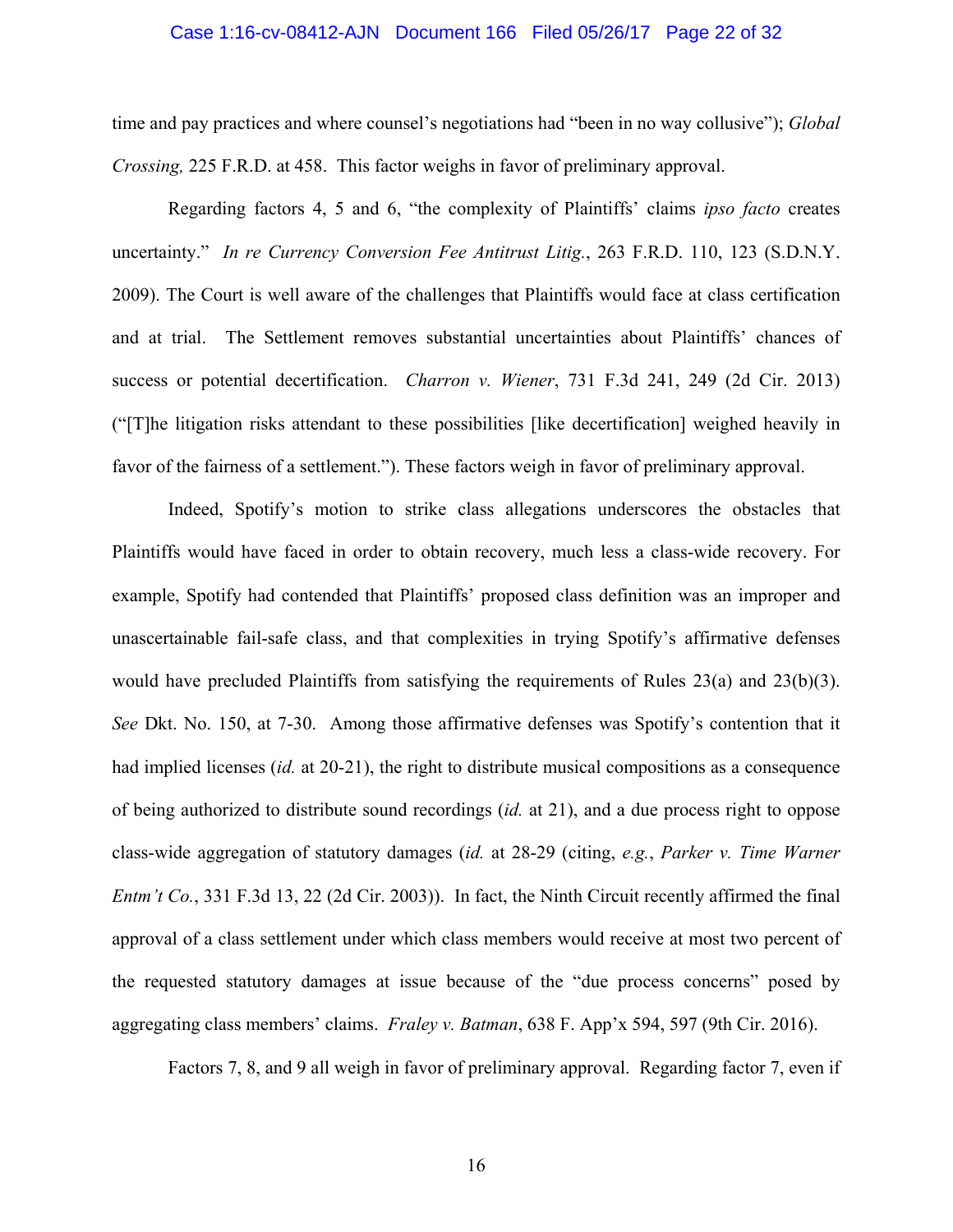time and pay practices and where counsel's negotiations had "been in no way collusive"); *Global Crossing,* 225 F.R.D. at 458. This factor weighs in favor of preliminary approval.

Regarding factors 4, 5 and 6, "the complexity of Plaintiffs' claims *ipso facto* creates uncertainty." *In re Currency Conversion Fee Antitrust Litig.*, 263 F.R.D. 110, 123 (S.D.N.Y. 2009). The Court is well aware of the challenges that Plaintiffs would face at class certification and at trial. The Settlement removes substantial uncertainties about Plaintiffs' chances of success or potential decertification. *Charron v. Wiener*, 731 F.3d 241, 249 (2d Cir. 2013) ("[T]he litigation risks attendant to these possibilities [like decertification] weighed heavily in favor of the fairness of a settlement."). These factors weigh in favor of preliminary approval.

Indeed, Spotify's motion to strike class allegations underscores the obstacles that Plaintiffs would have faced in order to obtain recovery, much less a class-wide recovery. For example, Spotify had contended that Plaintiffs' proposed class definition was an improper and unascertainable fail-safe class, and that complexities in trying Spotify's affirmative defenses would have precluded Plaintiffs from satisfying the requirements of Rules 23(a) and 23(b)(3). *See* Dkt. No. 150, at 7-30. Among those affirmative defenses was Spotify's contention that it had implied licenses (*id.* at 20-21), the right to distribute musical compositions as a consequence of being authorized to distribute sound recordings (*id.* at 21), and a due process right to oppose class-wide aggregation of statutory damages (*id.* at 28-29 (citing, *e.g.*, *Parker v. Time Warner Entm't Co.*, 331 F.3d 13, 22 (2d Cir. 2003)). In fact, the Ninth Circuit recently affirmed the final approval of a class settlement under which class members would receive at most two percent of the requested statutory damages at issue because of the "due process concerns" posed by aggregating class members' claims. *Fraley v. Batman*, 638 F. App'x 594, 597 (9th Cir. 2016).

Factors 7, 8, and 9 all weigh in favor of preliminary approval. Regarding factor 7, even if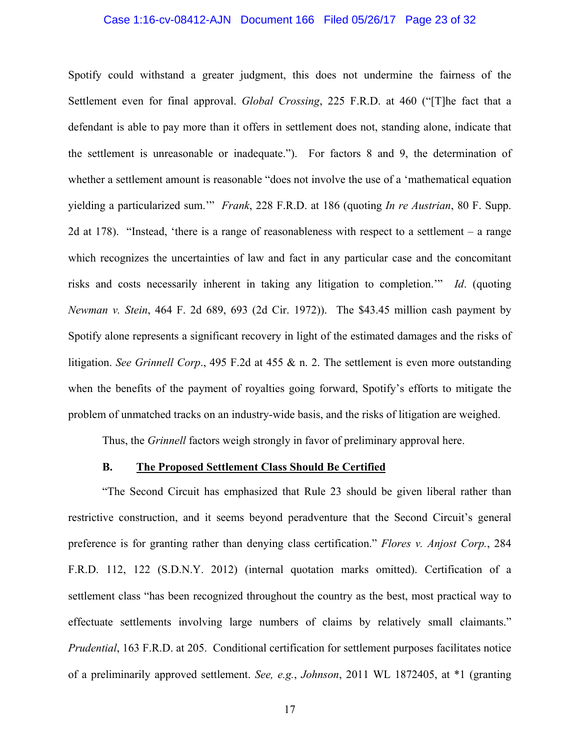Spotify could withstand a greater judgment, this does not undermine the fairness of the Settlement even for final approval. *Global Crossing*, 225 F.R.D. at 460 ("[T]he fact that a defendant is able to pay more than it offers in settlement does not, standing alone, indicate that the settlement is unreasonable or inadequate."). For factors 8 and 9, the determination of whether a settlement amount is reasonable "does not involve the use of a 'mathematical equation yielding a particularized sum.'" *Frank*, 228 F.R.D. at 186 (quoting *In re Austrian*, 80 F. Supp. 2d at 178). "Instead, 'there is a range of reasonableness with respect to a settlement – a range which recognizes the uncertainties of law and fact in any particular case and the concomitant risks and costs necessarily inherent in taking any litigation to completion.'" *Id*. (quoting *Newman v. Stein*, 464 F. 2d 689, 693 (2d Cir. 1972)). The $43.45 million cash payment by Spotify alone represents a significant recovery in light of the estimated damages and the risks of litigation. *See Grinnell Corp*., 495 F.2d at 455 & n. 2. The settlement is even more outstanding when the benefits of the payment of royalties going forward, Spotify's efforts to mitigate the problem of unmatched tracks on an industry-wide basis, and the risks of litigation are weighed.

Thus, the *Grinnell* factors weigh strongly in favor of preliminary approval here.

### B. The Proposed Settlement Class Should Be Certified

"The Second Circuit has emphasized that Rule 23 should be given liberal rather than restrictive construction, and it seems beyond peradventure that the Second Circuit's general preference is for granting rather than denying class certification." *Flores v. Anjost Corp.*, 284 F.R.D. 112, 122 (S.D.N.Y. 2012) (internal quotation marks omitted). Certification of a settlement class "has been recognized throughout the country as the best, most practical way to effectuate settlements involving large numbers of claims by relatively small claimants." *Prudential*, 163 F.R.D. at 205. Conditional certification for settlement purposes facilitates notice of a preliminarily approved settlement. *See, e.g.*, *Johnson*, 2011 WL 1872405, at *1 (granting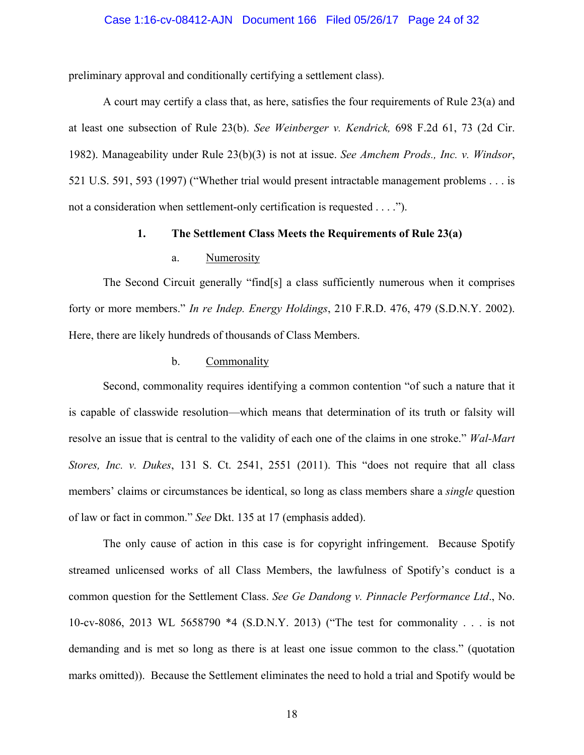preliminary approval and conditionally certifying a settlement class).

A court may certify a class that, as here, satisfies the four requirements of Rule 23(a) and at least one subsection of Rule 23(b). *See Weinberger v. Kendrick,* 698 F.2d 61, 73 (2d Cir. 1982). Manageability under Rule 23(b)(3) is not at issue. *See Amchem Prods., Inc. v. Windsor*, 521 U.S. 591, 593 (1997) ("Whether trial would present intractable management problems . . . is not a consideration when settlement-only certification is requested . . . .").

### 1. The Settlement Class Meets the Requirements of Rule 23(a)

#### a. Numerosity

The Second Circuit generally "find[s] a class sufficiently numerous when it comprises forty or more members." *In re Indep. Energy Holdings*, 210 F.R.D. 476, 479 (S.D.N.Y. 2002). Here, there are likely hundreds of thousands of Class Members.

#### b. Commonality

Second, commonality requires identifying a common contention "of such a nature that it is capable of classwide resolution—which means that determination of its truth or falsity will resolve an issue that is central to the validity of each one of the claims in one stroke." *Wal-Mart Stores, Inc. v. Dukes*, 131 S. Ct. 2541, 2551 (2011). This "does not require that all class members' claims or circumstances be identical, so long as class members share a *single* question of law or fact in common." *See* Dkt. 135 at 17 (emphasis added).

The only cause of action in this case is for copyright infringement. Because Spotify streamed unlicensed works of all Class Members, the lawfulness of Spotify's conduct is a common question for the Settlement Class. *See Ge Dandong v. Pinnacle Performance Ltd*., No. 10-cv-8086, 2013 WL 5658790 *4 (S.D.N.Y. 2013) ("The test for commonality . . . is not demanding and is met so long as there is at least one issue common to the class." (quotation marks omitted)). Because the Settlement eliminates the need to hold a trial and Spotify would be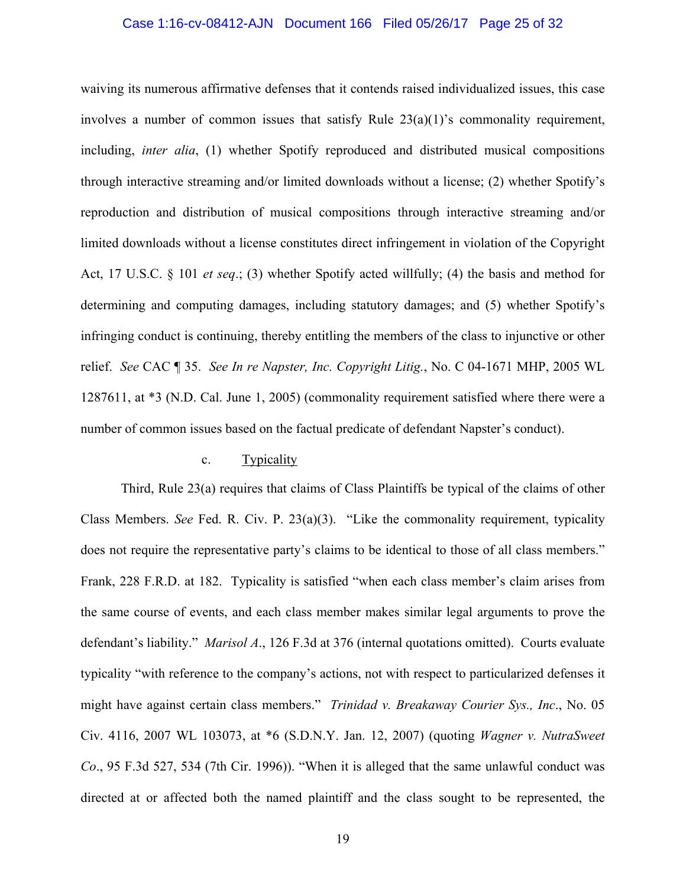waiving its numerous affirmative defenses that it contends raised individualized issues, this case involves a number of common issues that satisfy Rule 23(a)(1)'s commonality requirement, including, *inter alia*, (1) whether Spotify reproduced and distributed musical compositions through interactive streaming and/or limited downloads without a license; (2) whether Spotify's reproduction and distribution of musical compositions through interactive streaming and/or limited downloads without a license constitutes direct infringement in violation of the Copyright Act, 17 U.S.C. § 101 *et seq*.; (3) whether Spotify acted willfully; (4) the basis and method for determining and computing damages, including statutory damages; and (5) whether Spotify's infringing conduct is continuing, thereby entitling the members of the class to injunctive or other relief. *See* CAC ¶ 35. *See In re Napster, Inc. Copyright Litig.*, No. C 04-1671 MHP, 2005 WL 1287611, at *3 (N.D. Cal. June 1, 2005) (commonality requirement satisfied where there were a number of common issues based on the factual predicate of defendant Napster's conduct).

c. Typicality

Third, Rule 23(a) requires that claims of Class Plaintiffs be typical of the claims of other Class Members. *See* Fed. R. Civ. P. 23(a)(3). "Like the commonality requirement, typicality does not require the representative party's claims to be identical to those of all class members." Frank, 228 F.R.D. at 182. Typicality is satisfied "when each class member's claim arises from the same course of events, and each class member makes similar legal arguments to prove the defendant's liability." *Marisol A*., 126 F.3d at 376 (internal quotations omitted). Courts evaluate typicality "with reference to the company's actions, not with respect to particularized defenses it might have against certain class members." *Trinidad v. Breakaway Courier Sys., Inc*., No. 05 Civ. 4116, 2007 WL 103073, at *6 (S.D.N.Y. Jan. 12, 2007) (quoting *Wagner v. NutraSweet Co*., 95 F.3d 527, 534 (7th Cir. 1996)). "When it is alleged that the same unlawful conduct was directed at or affected both the named plaintiff and the class sought to be represented, the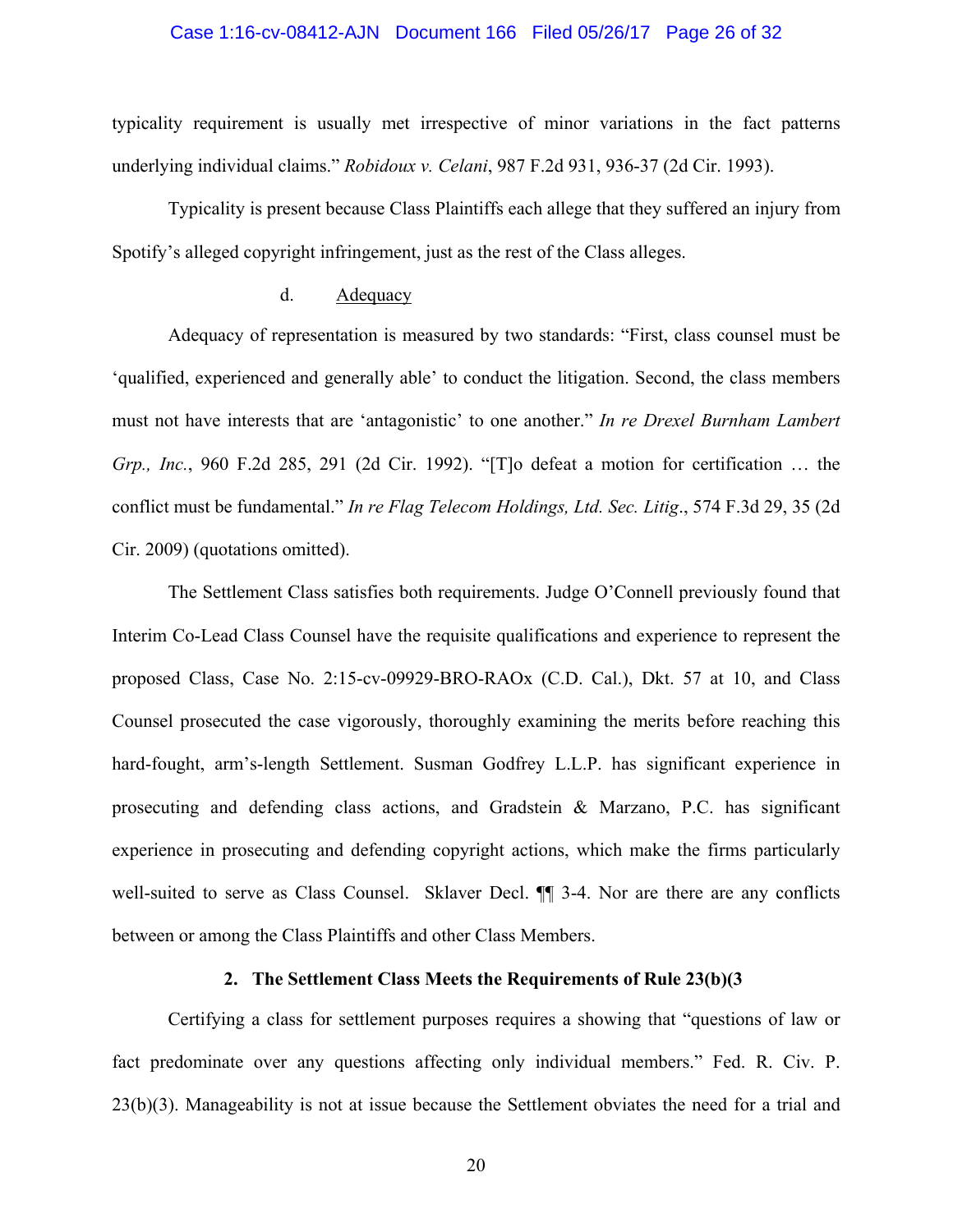typicality requirement is usually met irrespective of minor variations in the fact patterns underlying individual claims." *Robidoux v. Celani*, 987 F.2d 931, 936-37 (2d Cir. 1993).

Typicality is present because Class Plaintiffs each allege that they suffered an injury from Spotify's alleged copyright infringement, just as the rest of the Class alleges.

#### d. Adequacy

Adequacy of representation is measured by two standards: "First, class counsel must be 'qualified, experienced and generally able' to conduct the litigation. Second, the class members must not have interests that are 'antagonistic' to one another." *In re Drexel Burnham Lambert Grp., Inc.*, 960 F.2d 285, 291 (2d Cir. 1992). "[T]o defeat a motion for certification … the conflict must be fundamental." *In re Flag Telecom Holdings, Ltd. Sec. Litig*., 574 F.3d 29, 35 (2d Cir. 2009) (quotations omitted).

The Settlement Class satisfies both requirements. Judge O'Connell previously found that Interim Co-Lead Class Counsel have the requisite qualifications and experience to represent the proposed Class, Case No. 2:15-cv-09929-BRO-RAOx (C.D. Cal.), Dkt. 57 at 10, and Class Counsel prosecuted the case vigorously, thoroughly examining the merits before reaching this hard-fought, arm's-length Settlement. Susman Godfrey L.L.P. has significant experience in prosecuting and defending class actions, and Gradstein & Marzano, P.C. has significant experience in prosecuting and defending copyright actions, which make the firms particularly well-suited to serve as Class Counsel. Sklaver Decl. ¶¶ 3-4. Nor are there are any conflicts between or among the Class Plaintiffs and other Class Members.

### 2. The Settlement Class Meets the Requirements of Rule 23(b)(3

Certifying a class for settlement purposes requires a showing that "questions of law or fact predominate over any questions affecting only individual members." Fed. R. Civ. P. 23(b)(3). Manageability is not at issue because the Settlement obviates the need for a trial and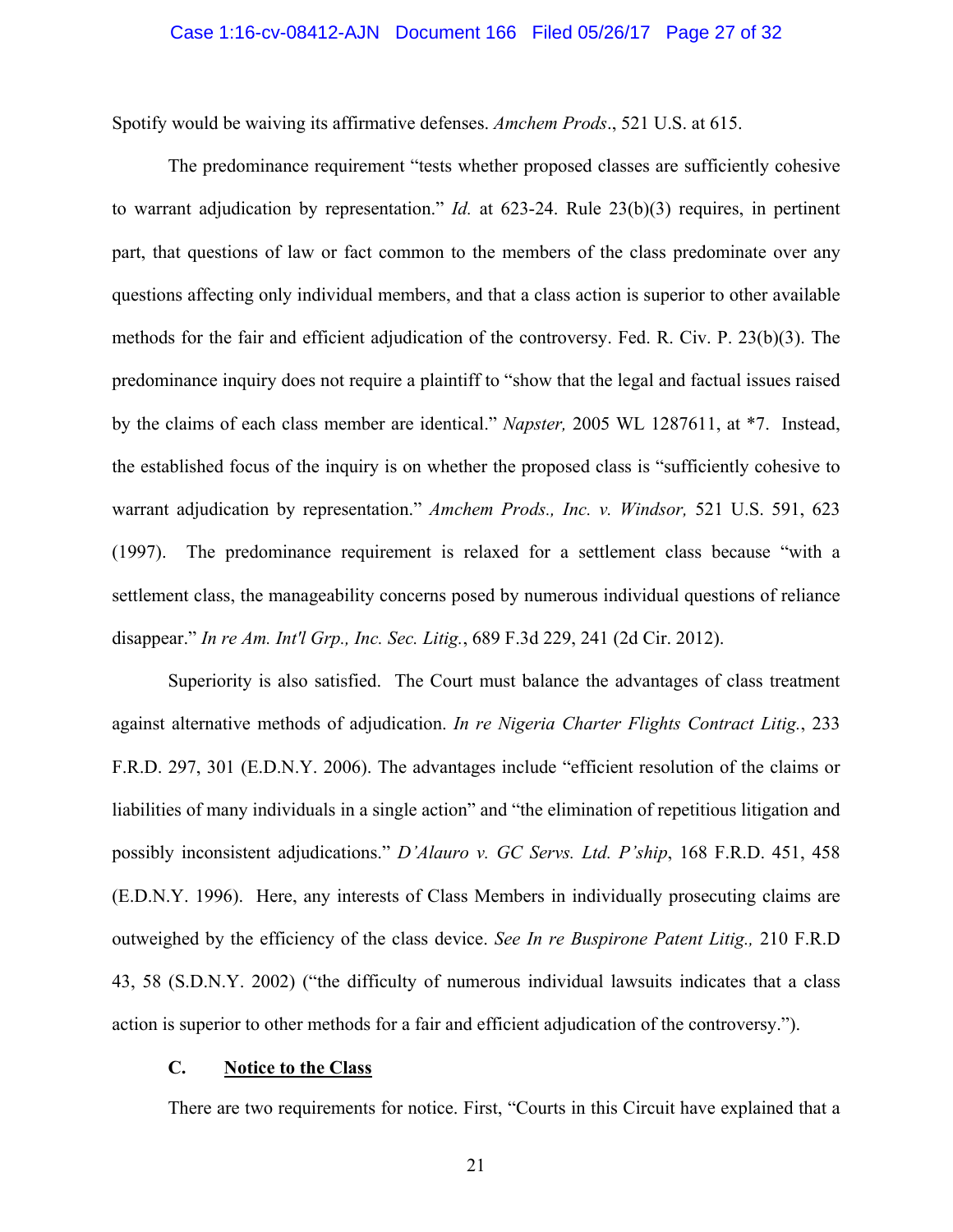Spotify would be waiving its affirmative defenses. *Amchem Prods*., 521 U.S. at 615.

The predominance requirement "tests whether proposed classes are sufficiently cohesive to warrant adjudication by representation." *Id.* at 623-24. Rule 23(b)(3) requires, in pertinent part, that questions of law or fact common to the members of the class predominate over any questions affecting only individual members, and that a class action is superior to other available methods for the fair and efficient adjudication of the controversy. Fed. R. Civ. P. 23(b)(3). The predominance inquiry does not require a plaintiff to "show that the legal and factual issues raised by the claims of each class member are identical." *Napster,* 2005 WL 1287611, at \*7. Instead, the established focus of the inquiry is on whether the proposed class is "sufficiently cohesive to warrant adjudication by representation." *Amchem Prods., Inc. v. Windsor,* 521 U.S. 591, 623 (1997). The predominance requirement is relaxed for a settlement class because "with a settlement class, the manageability concerns posed by numerous individual questions of reliance disappear." *In re Am. Int'l Grp., Inc. Sec. Litig.*, 689 F.3d 229, 241 (2d Cir. 2012).

Superiority is also satisfied. The Court must balance the advantages of class treatment against alternative methods of adjudication. *In re Nigeria Charter Flights Contract Litig.*, 233 F.R.D. 297, 301 (E.D.N.Y. 2006). The advantages include "efficient resolution of the claims or liabilities of many individuals in a single action" and "the elimination of repetitious litigation and possibly inconsistent adjudications." *D'Alauro v. GC Servs. Ltd. P'ship*, 168 F.R.D. 451, 458 (E.D.N.Y. 1996). Here, any interests of Class Members in individually prosecuting claims are outweighed by the efficiency of the class device. *See In re Buspirone Patent Litig.,* 210 F.R.D 43, 58 (S.D.N.Y. 2002) ("the difficulty of numerous individual lawsuits indicates that a class action is superior to other methods for a fair and efficient adjudication of the controversy.").

### C. Notice to the Class

There are two requirements for notice. First, "Courts in this Circuit have explained that a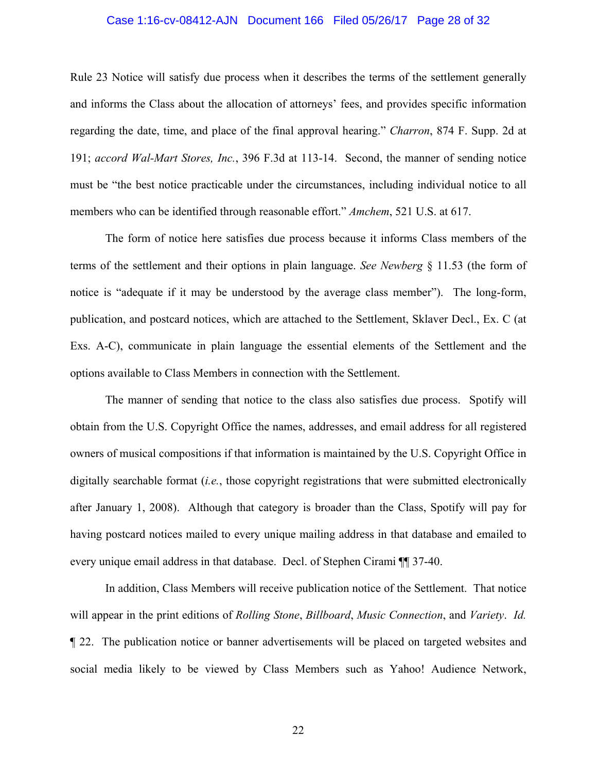Rule 23 Notice will satisfy due process when it describes the terms of the settlement generally and informs the Class about the allocation of attorneys' fees, and provides specific information regarding the date, time, and place of the final approval hearing." *Charron*, 874 F. Supp. 2d at 191; *accord Wal-Mart Stores, Inc.*, 396 F.3d at 113-14. Second, the manner of sending notice must be "the best notice practicable under the circumstances, including individual notice to all members who can be identified through reasonable effort." *Amchem*, 521 U.S. at 617.

The form of notice here satisfies due process because it informs Class members of the terms of the settlement and their options in plain language. *See Newberg* § 11.53 (the form of notice is "adequate if it may be understood by the average class member"). The long-form, publication, and postcard notices, which are attached to the Settlement, Sklaver Decl., Ex. C (at Exs. A-C), communicate in plain language the essential elements of the Settlement and the options available to Class Members in connection with the Settlement.

The manner of sending that notice to the class also satisfies due process. Spotify will obtain from the U.S. Copyright Office the names, addresses, and email address for all registered owners of musical compositions if that information is maintained by the U.S. Copyright Office in digitally searchable format (*i.e.*, those copyright registrations that were submitted electronically after January 1, 2008). Although that category is broader than the Class, Spotify will pay for having postcard notices mailed to every unique mailing address in that database and emailed to every unique email address in that database. Decl. of Stephen Cirami ¶¶ 37-40.

In addition, Class Members will receive publication notice of the Settlement. That notice will appear in the print editions of *Rolling Stone*, *Billboard*, *Music Connection*, and *Variety*. *Id.* ¶ 22. The publication notice or banner advertisements will be placed on targeted websites and social media likely to be viewed by Class Members such as Yahoo! Audience Network,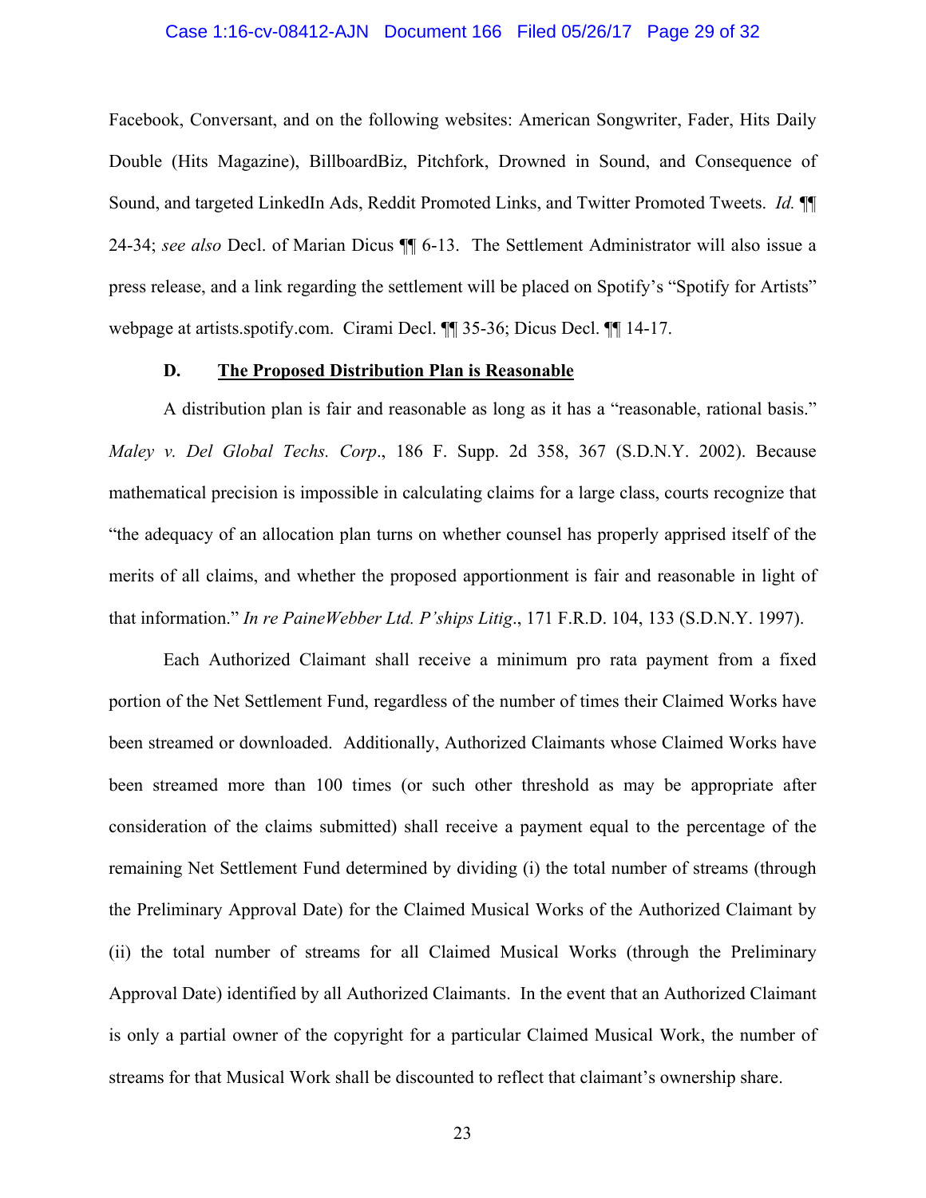Facebook, Conversant, and on the following websites: American Songwriter, Fader, Hits Daily Double (Hits Magazine), BillboardBiz, Pitchfork, Drowned in Sound, and Consequence of Sound, and targeted LinkedIn Ads, Reddit Promoted Links, and Twitter Promoted Tweets. *Id.* ¶¶ 24-34; *see also* Decl. of Marian Dicus ¶¶ 6-13. The Settlement Administrator will also issue a press release, and a link regarding the settlement will be placed on Spotify's "Spotify for Artists" webpage at artists.spotify.com. Cirami Decl. ¶¶ 35-36; Dicus Decl. ¶¶ 14-17.

### D. **The Proposed Distribution Plan is Reasonable**

A distribution plan is fair and reasonable as long as it has a "reasonable, rational basis." *Maley v. Del Global Techs. Corp*., 186 F. Supp. 2d 358, 367 (S.D.N.Y. 2002). Because mathematical precision is impossible in calculating claims for a large class, courts recognize that "the adequacy of an allocation plan turns on whether counsel has properly apprised itself of the merits of all claims, and whether the proposed apportionment is fair and reasonable in light of that information." *In re PaineWebber Ltd. P'ships Litig*., 171 F.R.D. 104, 133 (S.D.N.Y. 1997).

Each Authorized Claimant shall receive a minimum pro rata payment from a fixed portion of the Net Settlement Fund, regardless of the number of times their Claimed Works have been streamed or downloaded. Additionally, Authorized Claimants whose Claimed Works have been streamed more than 100 times (or such other threshold as may be appropriate after consideration of the claims submitted) shall receive a payment equal to the percentage of the remaining Net Settlement Fund determined by dividing (i) the total number of streams (through the Preliminary Approval Date) for the Claimed Musical Works of the Authorized Claimant by (ii) the total number of streams for all Claimed Musical Works (through the Preliminary Approval Date) identified by all Authorized Claimants. In the event that an Authorized Claimant is only a partial owner of the copyright for a particular Claimed Musical Work, the number of streams for that Musical Work shall be discounted to reflect that claimant's ownership share.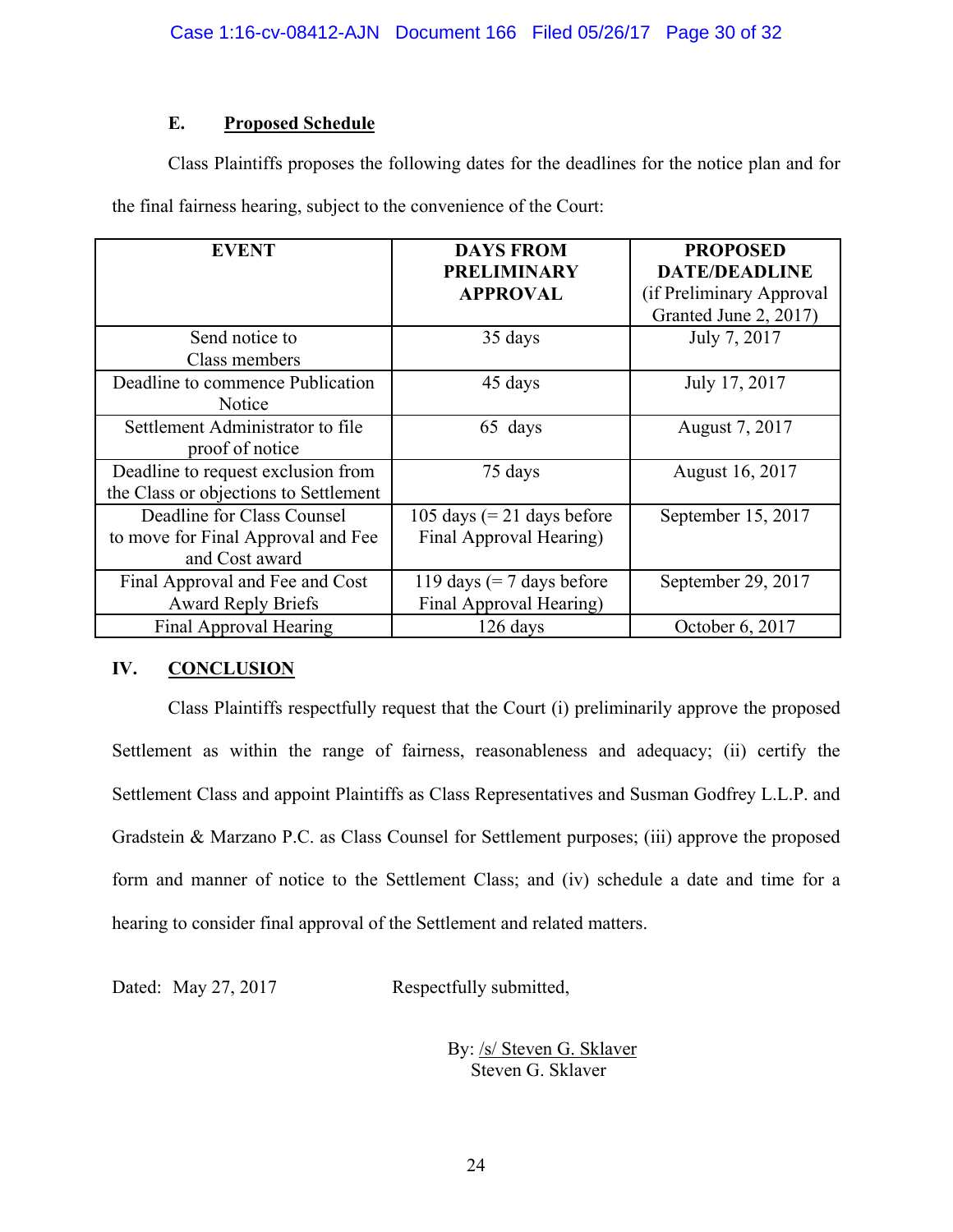### E. Proposed Schedule

Class Plaintiffs proposes the following dates for the deadlines for the notice plan and for the final fairness hearing, subject to the convenience of the Court:

| **EVENT** | **DAYS FROM PRELIMINARY APPROVAL** | **PROPOSED DATE/DEADLINE** (if Preliminary Approval Granted June 2, 2017) |
|---|---|---|
| Send notice to Class members | 35 days | July 7, 2017 |
| Deadline to commence Publication Notice | 45 days | July 17, 2017 |
| Settlement Administrator to file proof of notice | 65 days | August 7, 2017 |
| Deadline to request exclusion from the Class or objections to Settlement | 75 days | August 16, 2017 |
| Deadline for Class Counsel to move for Final Approval and Fee and Cost award | 105 days (= 21 days before Final Approval Hearing) | September 15, 2017 |
| Final Approval and Fee and Cost Award Reply Briefs | 119 days (= 7 days before Final Approval Hearing) | September 29, 2017 |
| Final Approval Hearing | 126 days | October 6, 2017 |

## IV. CONCLUSION

Class Plaintiffs respectfully request that the Court (i) preliminarily approve the proposed Settlement as within the range of fairness, reasonableness and adequacy; (ii) certify the Settlement Class and appoint Plaintiffs as Class Representatives and Susman Godfrey L.L.P. and Gradstein & Marzano P.C. as Class Counsel for Settlement purposes; (iii) approve the proposed form and manner of notice to the Settlement Class; and (iv) schedule a date and time for a hearing to consider final approval of the Settlement and related matters.

Dated: May 27, 2017 Respectfully submitted,

By: /s/ Steven G. Sklaver
Steven G. Sklaver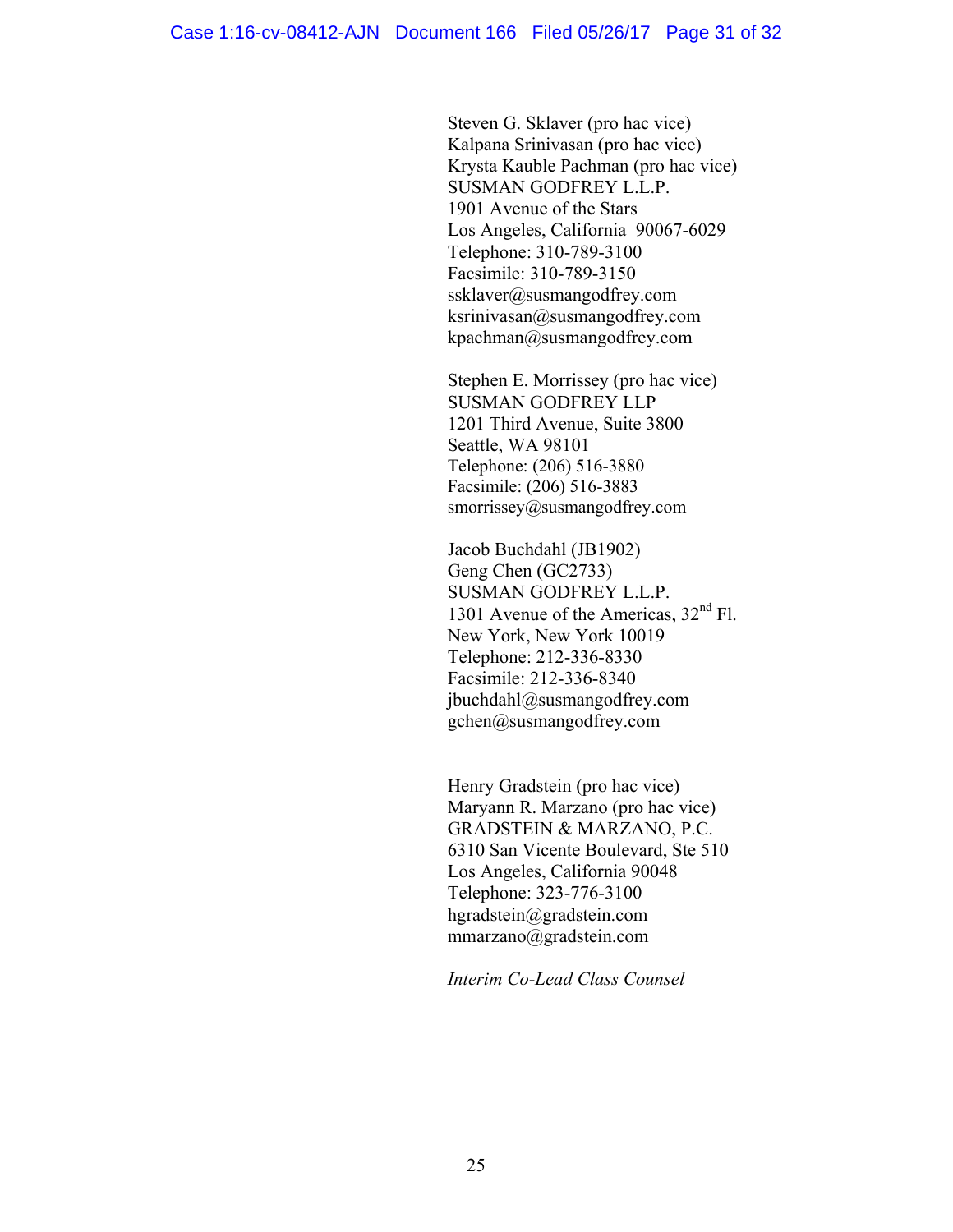Steven G. Sklaver (pro hac vice)
Kalpana Srinivasan (pro hac vice)
Krysta Kauble Pachman (pro hac vice)
SUSMAN GODFREY L.L.P.
1901 Avenue of the Stars
Los Angeles, California 90067-6029
Telephone: 310-789-3100
Facsimile: 310-789-3150
ssklaver@susmangodfrey.com
ksrinivasan@susmangodfrey.com
kpachman@susmangodfrey.com

Stephen E. Morrissey (pro hac vice)
SUSMAN GODFREY LLP
1201 Third Avenue, Suite 3800
Seattle, WA 98101
Telephone: (206) 516-3880
Facsimile: (206) 516-3883
smorrissey@susmangodfrey.com

Jacob Buchdahl (JB1902)
Geng Chen (GC2733)
SUSMAN GODFREY L.L.P.
1301 Avenue of the Americas, 32nd Fl.
New York, New York 10019
Telephone: 212-336-8330
Facsimile: 212-336-8340
jbuchdahl@susmangodfrey.com
gchen@susmangodfrey.com

Henry Gradstein (pro hac vice)
Maryann R. Marzano (pro hac vice)
GRADSTEIN & MARZANO, P.C.
6310 San Vicente Boulevard, Ste 510
Los Angeles, California 90048
Telephone: 323-776-3100
hgradstein@gradstein.com
mmarzano@gradstein.com

*Interim Co-Lead Class Counsel*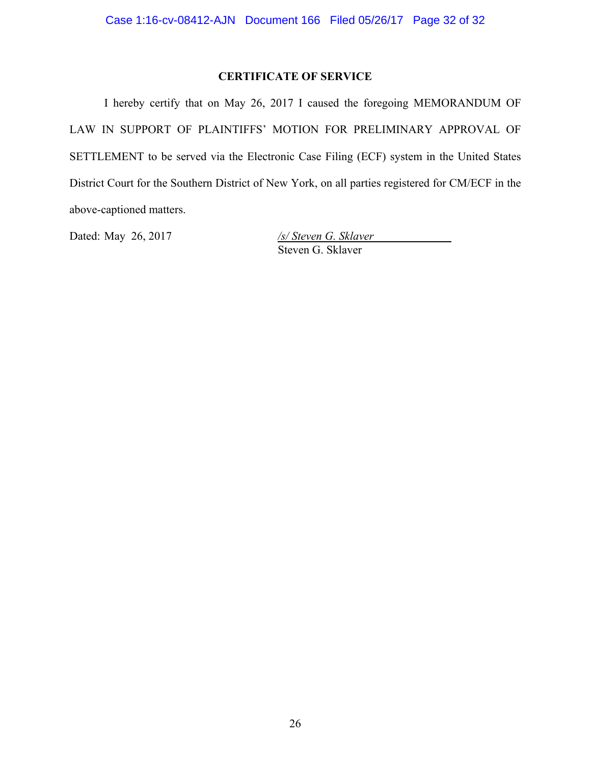## CERTIFICATE OF SERVICE

I hereby certify that on May 26, 2017 I caused the foregoing MEMORANDUM OF LAW IN SUPPORT OF PLAINTIFFS' MOTION FOR PRELIMINARY APPROVAL OF SETTLEMENT to be served via the Electronic Case Filing (ECF) system in the United States District Court for the Southern District of New York, on all parties registered for CM/ECF in the above-captioned matters.

Dated: May 26, 2017

*/s/ Steven G. Sklaver*
Steven G. Sklaver